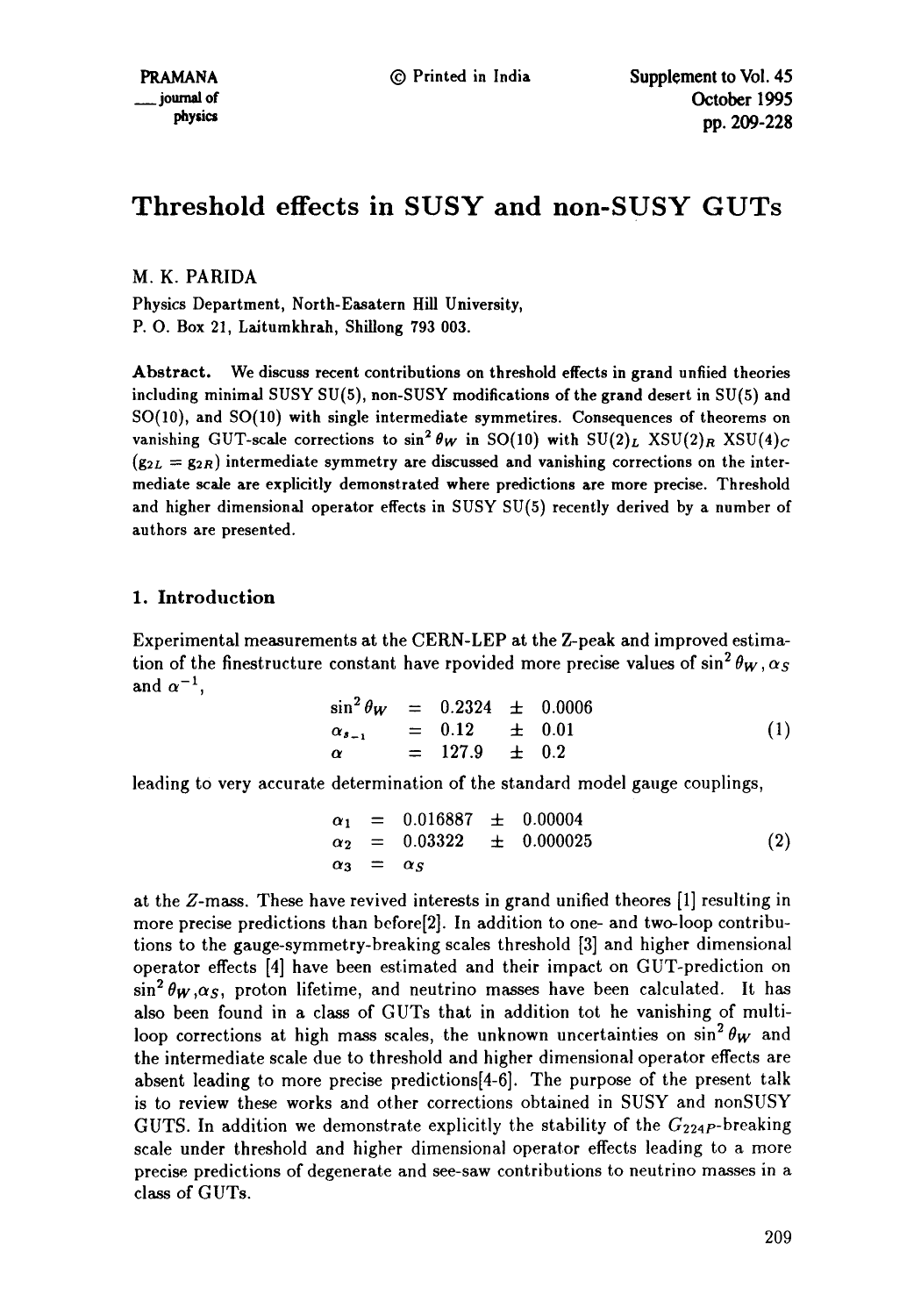# Threshold effects in SUSY and non-SUSY GUTs

M. K. PARIDA

Physics Department, North-Easatern Hill University,
P. O. Box 21, Laitumkhrah, Shillong 793 003.

**Abstract.** We discuss recent contributions on threshold effects in grand unfiied theories including minimal SUSY SU(5), non-SUSY modifications of the grand desert in SU(5) and SO(10), and SO(10) with single intermediate symmetires. Consequences of theorems on vanishing GUT-scale corrections to $\sin^2\theta_W$ in SO(10) with $SU(2)_L$ $XSU(2)_R$ $XSU(4)_C$ ($g_{2L} = g_{2R}$) intermediate symmetry are discussed and vanishing corrections on the intermediate scale are explicitly demonstrated where predictions are more precise. Threshold and higher dimensional operator effects in SUSY SU(5) recently derived by a number of authors are presented.

## 1. Introduction

Experimental measurements at the CERN-LEP at the Z-peak and improved estimation of the finestructure constant have rpovided more precise values of $\sin^2\theta_W, \alpha_S$ and $\alpha^{-1}$,

$$\begin{array}{lcl} \sin^2\theta_W & = & 0.2324 \pm 0.0006 \\ \alpha_{s_{-1}} & = & 0.12 \pm 0.01 \\ \alpha & = & 127.9 \pm 0.2 \end{array} \tag{1}$$

leading to very accurate determination of the standard model gauge couplings,

$$\begin{array}{lcl} \alpha_1 & = & 0.016887 \pm 0.00004 \\ \alpha_2 & = & 0.03322 \pm 0.000025 \\ \alpha_3 & = & \alpha_S \end{array} \tag{2}$$

at the $Z$-mass. These have revived interests in grand unified theores [1] resulting in more precise predictions than before[2]. In addition to one- and two-loop contributions to the gauge-symmetry-breaking scales threshold [3] and higher dimensional operator effects [4] have been estimated and their impact on GUT-prediction on $\sin^2\theta_W, \alpha_S$, proton lifetime, and neutrino masses have been calculated. It has also been found in a class of GUTs that in addition tot he vanishing of multi-loop corrections at high mass scales, the unknown uncertainties on $\sin^2\theta_W$ and the intermediate scale due to threshold and higher dimensional operator effects are absent leading to more precise predictions[4-6]. The purpose of the present talk is to review these works and other corrections obtained in SUSY and nonSUSY GUTS. In addition we demonstrate explicitly the stability of the $G_{224P}$-breaking scale under threshold and higher dimensional operator effects leading to a more precise predictions of degenerate and see-saw contributions to neutrino masses in a class of GUTs.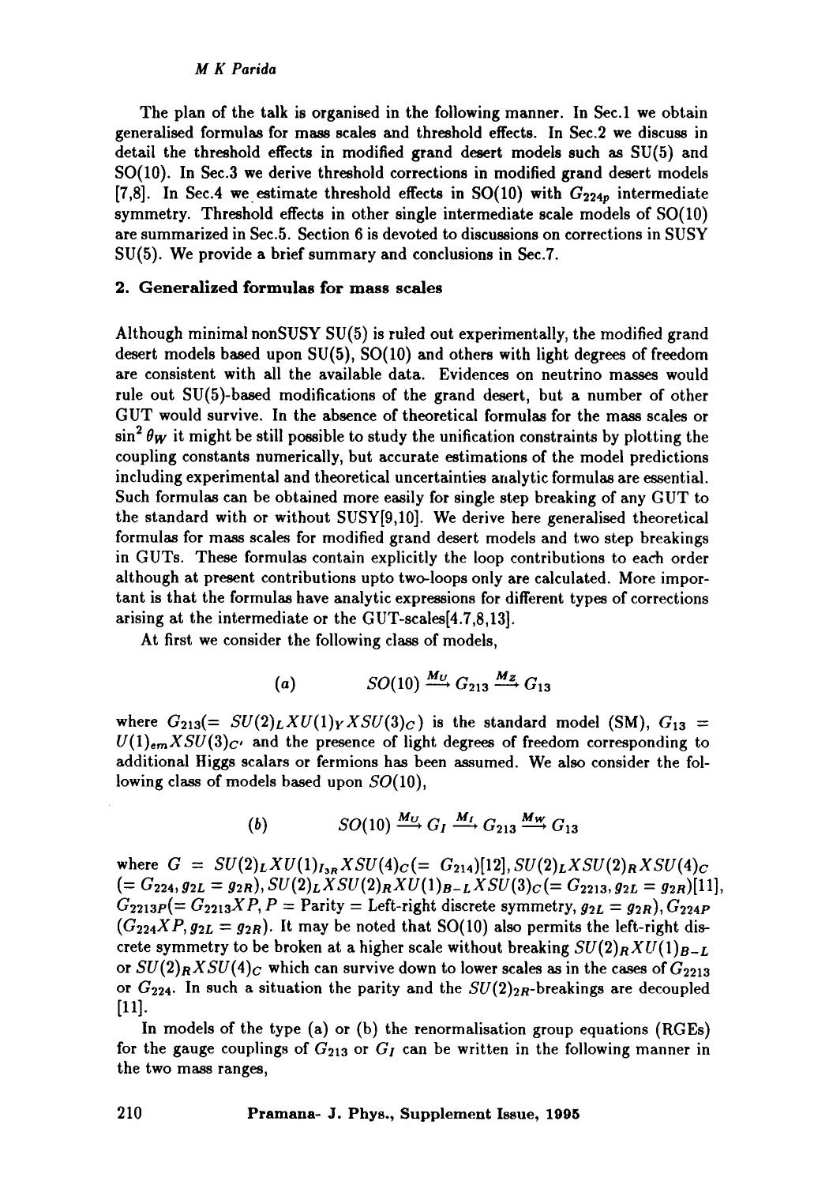The plan of the talk is organised in the following manner. In Sec.1 we obtain generalised formulas for mass scales and threshold effects. In Sec.2 we discuss in detail the threshold effects in modified grand desert models such as SU(5) and SO(10). In Sec.3 we derive threshold corrections in modified grand desert models [7,8]. In Sec.4 we estimate threshold effects in SO(10) with $G_{224p}$ intermediate symmetry. Threshold effects in other single intermediate scale models of SO(10) are summarized in Sec.5. Section 6 is devoted to discussions on corrections in SUSY SU(5). We provide a brief summary and conclusions in Sec.7.

## 2. Generalized formulas for mass scales

Although minimal nonSUSY SU(5) is ruled out experimentally, the modified grand desert models based upon SU(5), SO(10) and others with light degrees of freedom are consistent with all the available data. Evidences on neutrino masses would rule out SU(5)-based modifications of the grand desert, but a number of other GUT would survive. In the absence of theoretical formulas for the mass scales or $\sin^2\theta_W$ it might be still possible to study the unification constraints by plotting the coupling constants numerically, but accurate estimations of the model predictions including experimental and theoretical uncertainties analytic formulas are essential. Such formulas can be obtained more easily for single step breaking of any GUT to the standard with or without SUSY[9,10]. We derive here generalised theoretical formulas for mass scales for modified grand desert models and two step breakings in GUTs. These formulas contain explicitly the loop contributions to each order although at present contributions upto two-loops only are calculated. More important is that the formulas have analytic expressions for different types of corrections arising at the intermediate or the GUT-scales[4,7,8,13].

At first we consider the following class of models,

$$(a) \qquad SO(10) \xrightarrow{M_U} G_{213} \xrightarrow{M_Z} G_{13}$$

where $G_{213}(= SU(2)_L X U(1)_Y X SU(3)_C)$ is the standard model (SM), $G_{13} = U(1)_{em} X SU(3)_{C'}$ and the presence of light degrees of freedom corresponding to additional Higgs scalars or fermions has been assumed. We also consider the following class of models based upon $SO(10)$,

$$(b) \qquad SO(10) \xrightarrow{M_U} G_I \xrightarrow{M_I} G_{213} \xrightarrow{M_W} G_{13}$$

where $G = SU(2)_L X U(1)_{I_{3R}} X SU(4)_C (= G_{214})$[12], $SU(2)_L X SU(2)_R X SU(4)_C$ $(= G_{224}, g_{2L} = g_{2R})$, $SU(2)_L X SU(2)_R X U(1)_{B-L} X SU(3)_C (= G_{2213}, g_{2L} = g_{2R})$[11], $G_{2213P}(= G_{2213} X P, P = \text{Parity} = \text{Left-right discrete symmetry}, g_{2L} = g_{2R})$, $G_{224P}$ $(G_{224} X P, g_{2L} = g_{2R})$. It may be noted that SO(10) also permits the left-right discrete symmetry to be broken at a higher scale without breaking $SU(2)_R X U(1)_{B-L}$ or $SU(2)_R X SU(4)_C$ which can survive down to lower scales as in the cases of $G_{2213}$ or $G_{224}$. In such a situation the parity and the $SU(2)_{2R}$-breakings are decoupled [11].

In models of the type (a) or (b) the renormalisation group equations (RGEs) for the gauge couplings of $G_{213}$ or $G_I$ can be written in the following manner in the two mass ranges,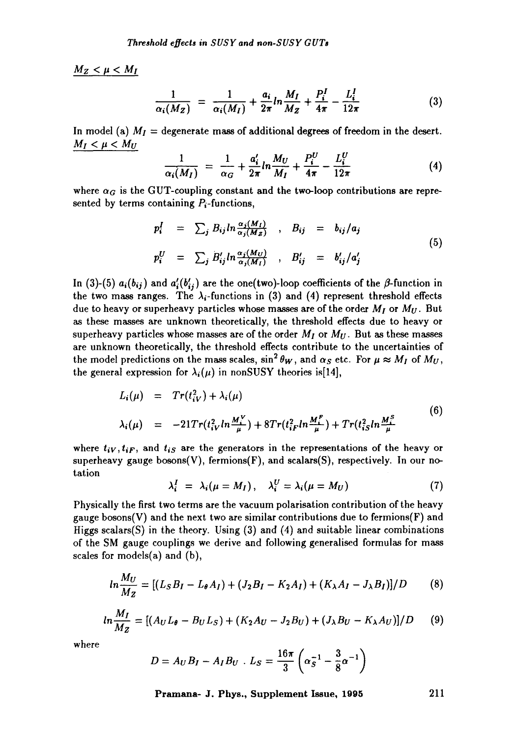$\underline{M_Z < \mu < M_I}$

$$\frac{1}{\alpha_i(M_Z)} = \frac{1}{\alpha_i(M_I)} + \frac{a_i}{2\pi} ln \frac{M_I}{M_Z} + \frac{P_i^I}{4\pi} - \frac{L_i^I}{12\pi} \tag{3}$$

In model (a) $M_I$ = degenerate mass of additional degrees of freedom in the desert.

$\underline{M_I < \mu < M_U}$

$$\frac{1}{\alpha_i(M_I)} = \frac{1}{\alpha_G} + \frac{a_i'}{2\pi} ln \frac{M_U}{M_I} + \frac{P_i^U}{4\pi} - \frac{L_i^U}{12\pi} \tag{4}$$

where $\alpha_G$ is the GUT-coupling constant and the two-loop contributions are represented by terms containing $P_i$-functions,

$$\begin{aligned} p_i^I &= \sum_j B_{ij} ln \frac{\alpha_j(M_I)}{\alpha_j(M_Z)} \quad , \quad B_{ij} = b_{ij}/a_j \\ p_i^U &= \sum_j B_{ij}' ln \frac{\alpha_j(M_U)}{\alpha_j(M_I)} \quad , \quad B_{ij}' = b_{ij}'/a_j' \end{aligned} \tag{5}$$

In (3)-(5) $a_i(b_{ij})$ and $a_i'(b_{ij}')$ are the one(two)-loop coefficients of the $\beta$-function in the two mass ranges. The $\lambda_i$-functions in (3) and (4) represent threshold effects due to heavy or superheavy particles whose masses are of the order $M_I$ or $M_U$. But as these masses are unknown theoretically, the threshold effects due to heavy or superheavy particles whose masses are of the order $M_I$ or $M_U$. But as these masses are unknown theoretically, the threshold effects contribute to the uncertainties of the model predictions on the mass scales, $\sin^2\theta_W$, and $\alpha_S$ etc. For $\mu \approx M_I$ of $M_U$, the general expression for $\lambda_i(\mu)$ in nonSUSY theories is[14],

$$\begin{aligned} L_i(\mu) &= Tr(t_{iV}^2) + \lambda_i(\mu) \\ \lambda_i(\mu) &= -21 Tr(t_{iV}^2 ln \frac{M_i^V}{\mu}) + 8 Tr(t_{iF}^2 ln \frac{M_i^F}{\mu}) + Tr(t_{iS}^2 ln \frac{M_i^S}{\mu} \end{aligned} \tag{6}$$

where $t_{iV}, t_{iF}$, and $t_{iS}$ are the generators in the representations of the heavy or superheavy gauge bosons(V), fermions(F), and scalars(S), respectively. In our notation

$$\lambda_i^I = \lambda_i(\mu = M_I), \quad \lambda_i^U = \lambda_i(\mu = M_U) \tag{7}$$

Physically the first two terms are the vacuum polarisation contribution of the heavy gauge bosons(V) and the next two are similar contributions due to fermions(F) and Higgs scalars(S) in the theory. Using (3) and (4) and suitable linear combinations of the SM gauge couplings we derive and following generalised formulas for mass scales for models(a) and (b),

$$ln \frac{M_U}{M_Z} = [(L_S B_I - L_\theta A_I) + (J_2 B_I - K_2 A_I) + (K_\lambda A_I - J_\lambda B_I)]/D \tag{8}$$

$$ln \frac{M_I}{M_Z} = [(A_U L_\theta - B_U L_S) + (K_2 A_U - J_2 B_U) + (J_\lambda B_U - K_\lambda A_U)]/D \tag{9}$$

where

$$D = A_U B_I - A_I B_U \; . \; L_S = \frac{16\pi}{3}\left(\alpha_S^{-1} - \frac{3}{8}\alpha^{-1}\right)$$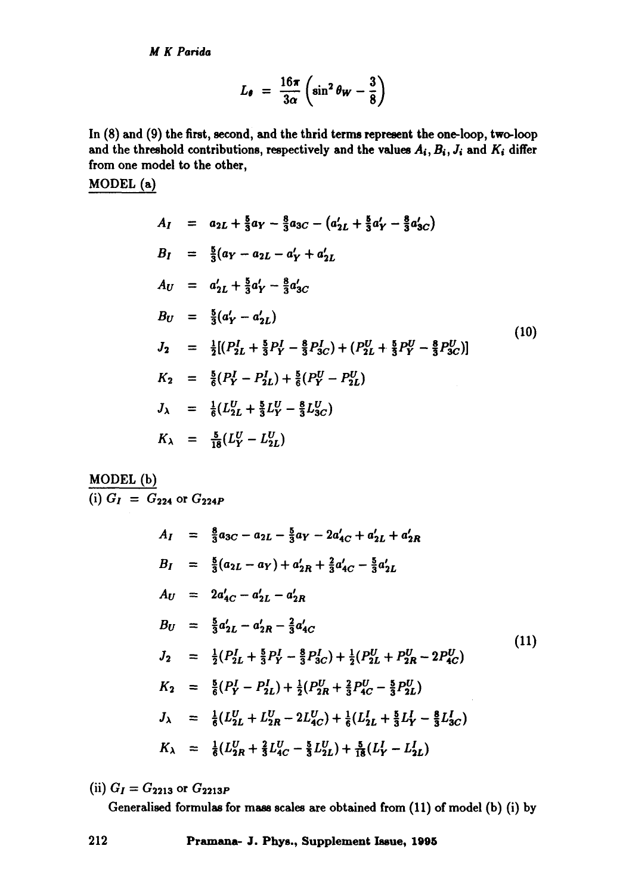$$L_\theta = \frac{16\pi}{3\alpha}\left(\sin^2\theta_W - \frac{3}{8}\right)$$

In (8) and (9) the first, second, and the thrid terms represent the one-loop, two-loop and the threshold contributions, respectively and the values $A_i, B_i, J_i$ and $K_i$ differ from one model to the other,

MODEL (a)

$$
\begin{aligned}
A_I &= a_{2L} + \tfrac{5}{3}a_Y - \tfrac{8}{3}a_{3C} - \left(a'_{2L} + \tfrac{5}{3}a'_Y - \tfrac{8}{3}a'_{3C}\right) \\
B_I &= \tfrac{5}{3}(a_Y - a_{2L} - a'_Y + a'_{2L} \\
A_U &= a'_{2L} + \tfrac{5}{3}a'_Y - \tfrac{8}{3}a'_{3C} \\
B_U &= \tfrac{5}{3}(a'_Y - a'_{2L}) \\
J_2 &= \tfrac{1}{2}[(P^I_{2L} + \tfrac{5}{3}P^I_Y - \tfrac{8}{3}P^I_{3C}) + (P^U_{2L} + \tfrac{5}{3}P^U_Y - \tfrac{8}{3}P^U_{3C})] \\
K_2 &= \tfrac{5}{6}(P^I_Y - P^I_{2L}) + \tfrac{5}{6}(P^U_Y - P^U_{2L}) \\
J_\lambda &= \tfrac{1}{6}(L^U_{2L} + \tfrac{5}{3}L^U_Y - \tfrac{8}{3}L^U_{3C}) \\
K_\lambda &= \tfrac{5}{18}(L^U_Y - L^U_{2L})
\end{aligned}
\tag{10}
$$

MODEL (b)

(i) $G_I = G_{224}$ or $G_{224P}$

$$
\begin{aligned}
A_I &= \tfrac{8}{3}a_{3C} - a_{2L} - \tfrac{5}{3}a_Y - 2a'_{4C} + a'_{2L} + a'_{2R} \\
B_I &= \tfrac{5}{3}(a_{2L} - a_Y) + a'_{2R} + \tfrac{2}{3}a'_{4C} - \tfrac{5}{3}a'_{2L} \\
A_U &= 2a'_{4C} - a'_{2L} - a'_{2R} \\
B_U &= \tfrac{5}{3}a'_{2L} - a'_{2R} - \tfrac{2}{3}a'_{4C} \\
J_2 &= \tfrac{1}{2}(P^I_{2L} + \tfrac{5}{3}P^I_Y - \tfrac{8}{3}P^I_{3C}) + \tfrac{1}{2}(P^U_{2L} + P^U_{2R} - 2P^U_{4C}) \\
K_2 &= \tfrac{5}{6}(P^I_Y - P^I_{2L}) + \tfrac{1}{2}(P^U_{2R} + \tfrac{2}{3}P^U_{4C} - \tfrac{5}{3}P^U_{2L}) \\
J_\lambda &= \tfrac{1}{6}(L^U_{2L} + L^U_{2R} - 2L^U_{4C}) + \tfrac{1}{6}(L^I_{2L} + \tfrac{5}{3}L^I_Y - \tfrac{8}{3}L^I_{3C}) \\
K_\lambda &= \tfrac{1}{6}(L^U_{2R} + \tfrac{2}{3}L^U_{4C} - \tfrac{5}{3}L^U_{2L}) + \tfrac{5}{18}(L^I_Y - L^I_{2L})
\end{aligned}
\tag{11}
$$

(ii) $G_I = G_{2213}$ or $G_{2213P}$

Generalised formulas for mass scales are obtained from (11) of model (b) (i) by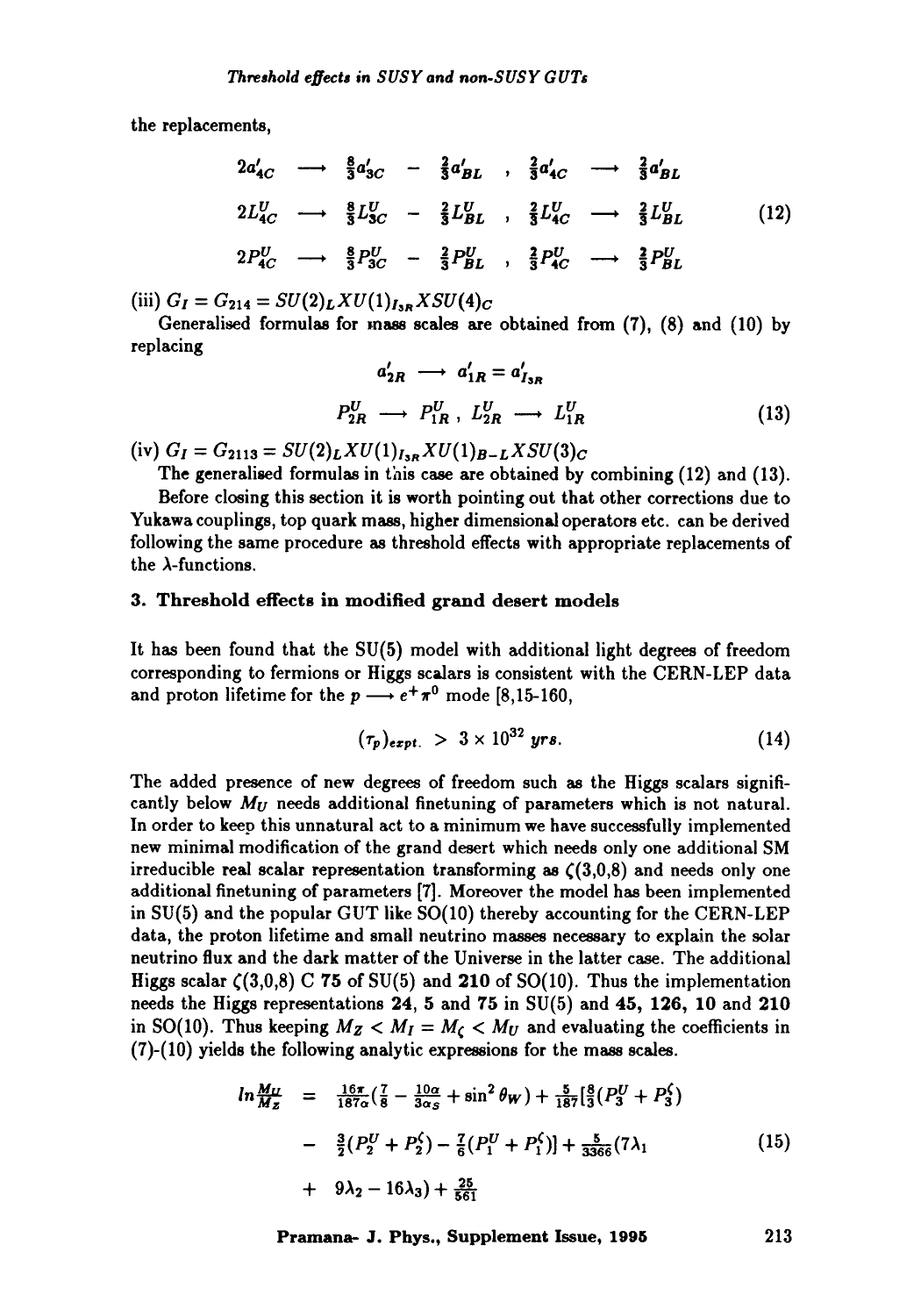the replacements,

$$
\begin{array}{lllll}
2a'_{4C} & \longrightarrow & \frac{8}{3}a'_{3C} - \frac{2}{3}a'_{BL} & , & \frac{2}{3}a'_{4C} \longrightarrow \frac{2}{3}a'_{BL} \\
2L^U_{4C} & \longrightarrow & \frac{8}{3}L^U_{3C} - \frac{2}{3}L^U_{BL} & , & \frac{2}{3}L^U_{4C} \longrightarrow \frac{2}{3}L^U_{BL} \\
2P^U_{4C} & \longrightarrow & \frac{8}{3}P^U_{3C} - \frac{2}{3}P^U_{BL} & , & \frac{2}{3}P^U_{4C} \longrightarrow \frac{2}{3}P^U_{BL}
\end{array}
\tag{12}
$$

(iii) $G_I = G_{214} = SU(2)_L X U(1)_{I_{3R}} X SU(4)_C$

Generalised formulas for mass scales are obtained from (7), (8) and (10) by replacing

$$
\begin{array}{c}
a'_{2R} \longrightarrow a'_{1R} = a'_{I_{3R}} \\
P^U_{2R} \longrightarrow P^U_{1R} \, , \; L^U_{2R} \longrightarrow L^U_{1R}
\end{array}
\tag{13}
$$

(iv) $G_I = G_{2113} = SU(2)_L X U(1)_{I_{3R}} X U(1)_{B-L} X SU(3)_C$

The generalised formulas in this case are obtained by combining (12) and (13).

Before closing this section it is worth pointing out that other corrections due to Yukawa couplings, top quark mass, higher dimensional operators etc. can be derived following the same procedure as threshold effects with appropriate replacements of the $\lambda$-functions.

## 3. Threshold effects in modified grand desert models

It has been found that the SU(5) model with additional light degrees of freedom corresponding to fermions or Higgs scalars is consistent with the CERN-LEP data and proton lifetime for the $p \longrightarrow e^+\pi^0$ mode [8,15-160,

$$
(\tau_p)_{expt.} \; > \; 3 \times 10^{32} \; yrs. \tag{14}
$$

The added presence of new degrees of freedom such as the Higgs scalars significantly below $M_U$ needs additional finetuning of parameters which is not natural. In order to keep this unnatural act to a minimum we have successfully implemented new minimal modification of the grand desert which needs only one additional SM irreducible real scalar representation transforming as $\zeta(3,0,8)$ and needs only one additional finetuning of parameters [7]. Moreover the model has been implemented in SU(5) and the popular GUT like SO(10) thereby accounting for the CERN-LEP data, the proton lifetime and small neutrino masses necessary to explain the solar neutrino flux and the dark matter of the Universe in the latter case. The additional Higgs scalar $\zeta(3,0,8) \subset$ **75** of SU(5) and **210** of SO(10). Thus the implementation needs the Higgs representations **24**, **5** and **75** in SU(5) and **45, 126, 10** and **210** in SO(10). Thus keeping $M_Z < M_I = M_\zeta < M_U$ and evaluating the coefficients in (7)-(10) yields the following analytic expressions for the mass scales.

$$
\begin{aligned}
ln\frac{M_U}{M_Z} \; &= \; \frac{16\pi}{187\alpha}\left(\frac{7}{8} - \frac{10\alpha}{3\alpha_S} + \sin^2\theta_W\right) + \frac{5}{187}\Big[\frac{8}{3}(P^U_3 + P^\zeta_3) \\
&- \; \frac{3}{2}(P^U_2 + P^\zeta_2) - \frac{7}{6}(P^U_1 + P^\zeta_1)\Big] + \frac{5}{3366}(7\lambda_1 \\
&+ \; 9\lambda_2 - 16\lambda_3) + \frac{25}{561}
\end{aligned}
\tag{15}
$$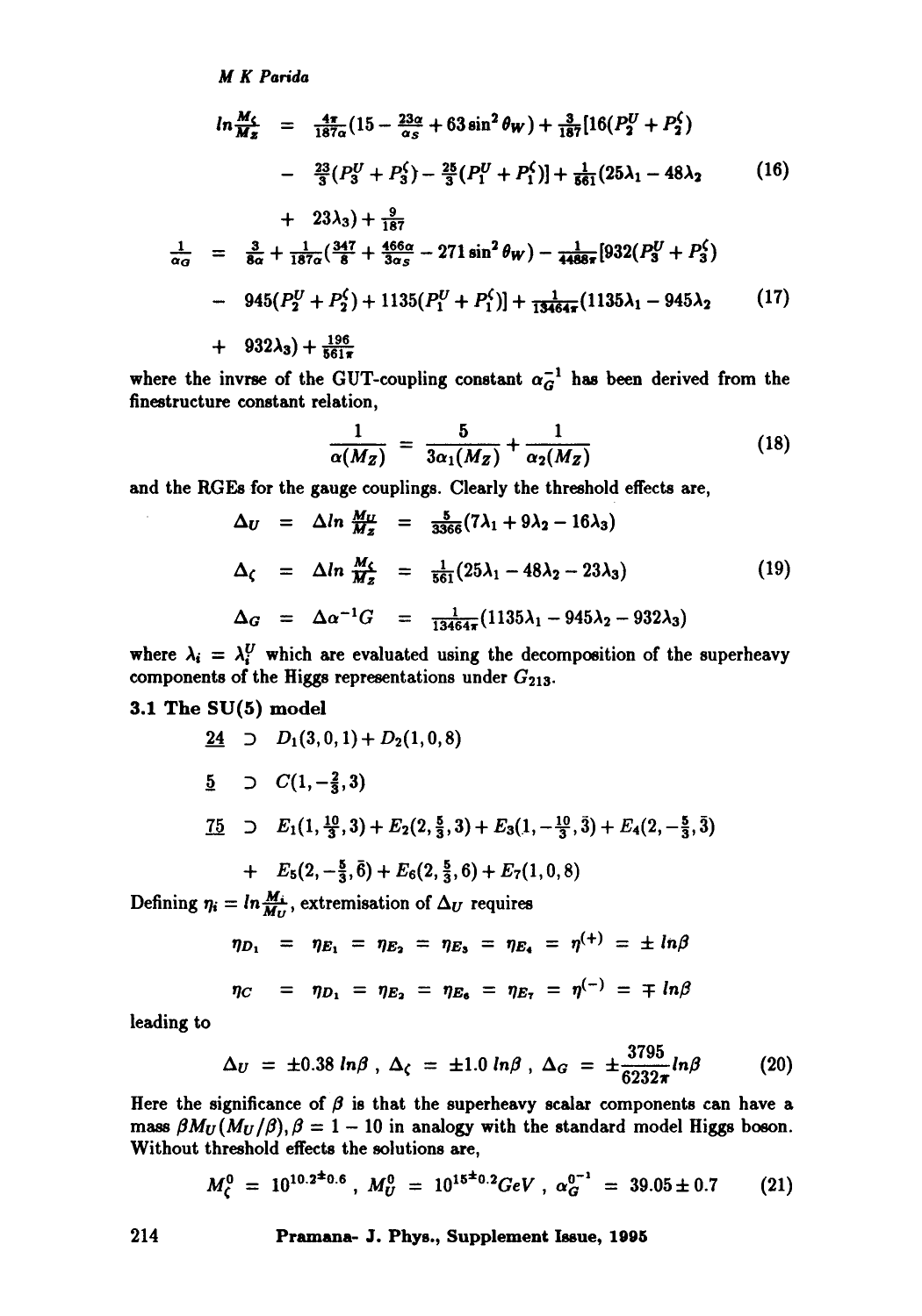$$
\begin{aligned}
ln\frac{M_\zeta}{M_Z} &= \tfrac{4\pi}{187\alpha}(15 - \tfrac{23\alpha}{\alpha_S} + 63\sin^2\theta_W) + \tfrac{3}{187}[16(P_2^U + P_2^\zeta) \\
&- \tfrac{23}{3}(P_3^U + P_3^\zeta) - \tfrac{25}{3}(P_1^U + P_1^\zeta)] + \tfrac{1}{561}(25\lambda_1 - 48\lambda_2 \qquad (16)\\
&+ 23\lambda_3) + \tfrac{9}{187} \\
\frac{1}{\alpha_G} &= \tfrac{3}{8\alpha} + \tfrac{1}{187\alpha}(\tfrac{347}{8} + \tfrac{466\alpha}{3\alpha_S} - 271\sin^2\theta_W) - \tfrac{1}{4488\pi}[932(P_3^U + P_3^\zeta) \\
&- 945(P_2^U + P_2^\zeta) + 1135(P_1^U + P_1^\zeta)] + \tfrac{1}{13464\pi}(1135\lambda_1 - 945\lambda_2 \qquad (17)\\
&+ 932\lambda_3) + \tfrac{196}{561\pi}
\end{aligned}
$$

where the invrse of the GUT-coupling constant $\alpha_G^{-1}$ has been derived from the finestructure constant relation,

$$
\frac{1}{\alpha(M_Z)} = \frac{5}{3\alpha_1(M_Z)} + \frac{1}{\alpha_2(M_Z)} \qquad (18)
$$

and the RGEs for the gauge couplings. Clearly the threshold effects are,

$$
\begin{aligned}
\Delta_U &= \Delta ln\,\tfrac{M_U}{M_Z} = \tfrac{5}{3366}(7\lambda_1 + 9\lambda_2 - 16\lambda_3) \\
\Delta_\zeta &= \Delta ln\,\tfrac{M_\zeta}{M_Z} = \tfrac{1}{561}(25\lambda_1 - 48\lambda_2 - 23\lambda_3) \qquad (19)\\
\Delta_G &= \Delta\alpha^{-1}G = \tfrac{1}{13464\pi}(1135\lambda_1 - 945\lambda_2 - 932\lambda_3)
\end{aligned}
$$

where $\lambda_i = \lambda_i^U$ which are evaluated using the decomposition of the superheavy components of the Higgs representations under $G_{213}$.

### 3.1 The SU(5) model

$$
\begin{aligned}
\underline{24} &\supset D_1(3,0,1) + D_2(1,0,8) \\
\underline{5} &\supset C(1,-\tfrac{2}{3},3) \\
\underline{75} &\supset E_1(1,\tfrac{10}{3},3) + E_2(2,\tfrac{5}{3},3) + E_3(1,-\tfrac{10}{3},\bar{3}) + E_4(2,-\tfrac{5}{3},\bar{3}) \\
&+ E_5(2,-\tfrac{5}{3},\bar{6}) + E_6(2,\tfrac{5}{3},6) + E_7(1,0,8)
\end{aligned}
$$

Defining $\eta_i = ln\frac{M_i}{M_U}$, extremisation of $\Delta_U$ requires

$$
\begin{aligned}
\eta_{D_1} &= \eta_{E_1} = \eta_{E_2} = \eta_{E_3} = \eta_{E_4} = \eta^{(+)} = \pm\, ln\beta \\
\eta_C &= \eta_{D_1} = \eta_{E_2} = \eta_{E_6} = \eta_{E_7} = \eta^{(-)} = \mp\, ln\beta
\end{aligned}
$$

leading to

$$
\Delta_U = \pm 0.38\, ln\beta\ ,\ \Delta_\zeta = \pm 1.0\, ln\beta\ ,\ \Delta_G = \pm\frac{3795}{6232\pi} ln\beta \qquad (20)
$$

Here the significance of $\beta$ is that the superheavy scalar components can have a mass $\beta M_U (M_U/\beta), \beta = 1 - 10$ in analogy with the standard model Higgs boson. Without threshold effects the solutions are,

$$
M_\zeta^0 = 10^{10.2\pm0.6}\ ,\ M_U^0 = 10^{15\pm0.2} GeV\ ,\ \alpha_G^{0^{-1}} = 39.05 \pm 0.7 \qquad (21)
$$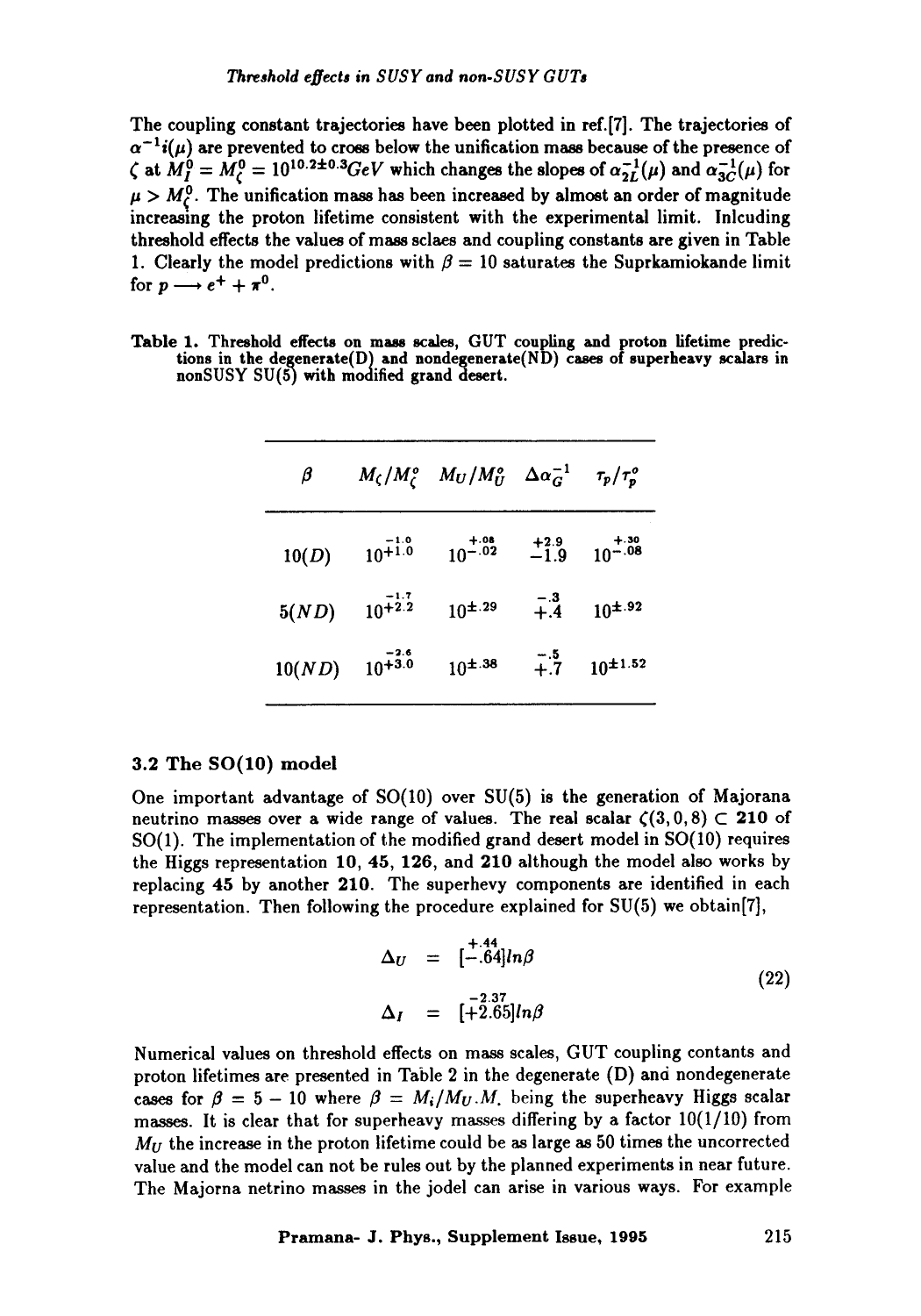The coupling constant trajectories have been plotted in ref.[7]. The trajectories of $\alpha^{-1}i(\mu)$ are prevented to cross below the unification mass because of the presence of $\zeta$ at $M_I^0 = M_\zeta^0 = 10^{10.2\pm0.3}GeV$ which changes the slopes of $\alpha_{2L}^{-1}(\mu)$ and $\alpha_{3C}^{-1}(\mu)$ for $\mu > M_\zeta^0$. The unification mass has been increased by almost an order of magnitude increasing the proton lifetime consistent with the experimental limit. Inlcuding threshold effects the values of mass sclaes and coupling constants are given in Table 1. Clearly the model predictions with $\beta = 10$ saturates the Suprkamiokande limit for $p \longrightarrow e^+ + \pi^0$.

**Table 1.** Threshold effects on mass scales, GUT coupling and proton lifetime predictions in the degenerate(D) and nondegenerate(ND) cases of superheavy scalars in nonSUSY SU(5) with modified grand desert.

| $\beta$ | $M_\zeta/M_\zeta^o$ | $M_U/M_U^o$ | $\Delta\alpha_G^{-1}$ | $\tau_p/\tau_p^o$ |
|---|---|---|---|---|
| $10(D)$ | $10^{\substack{-1.0\\+1.0}}$ | $10^{\substack{+.08\\-.02}}$ | $\substack{+2.9\\-1.9}$ | $10^{\substack{+.30\\-.08}}$ |
| $5(ND)$ | $10^{\substack{-1.7\\+2.2}}$ | $10^{\pm.29}$ | $\substack{-.3\\+.4}$ | $10^{\pm.92}$ |
| $10(ND)$ | $10^{\substack{-2.6\\+3.0}}$ | $10^{\pm.38}$ | $\substack{-.5\\+.7}$ | $10^{\pm1.52}$ |

### 3.2 The SO(10) model

One important advantage of SO(10) over SU(5) is the generation of Majorana neutrino masses over a wide range of values. The real scalar $\zeta(3,0,8) \subset$ **210** of SO(1). The implementation of the modified grand desert model in SO(10) requires the Higgs representation **10**, **45**, **126**, and **210** although the model also works by replacing **45** by another **210**. The superhevy components are identified in each representation. Then following the procedure explained for SU(5) we obtain[7],

$$
\begin{aligned}
\Delta_U &= [\substack{+.44\\-.64}]ln\beta \\
\Delta_I &= [\substack{-2.37\\+2.65}]ln\beta
\end{aligned}
\tag{22}
$$

Numerical values on threshold effects on mass scales, GUT coupling contants and proton lifetimes are presented in Table 2 in the degenerate (D) and nondegenerate cases for $\beta = 5 - 10$ where $\beta = M_i/M_U.M_i$ being the superheavy Higgs scalar masses. It is clear that for superheavy masses differing by a factor 10(1/10) from $M_U$ the increase in the proton lifetime could be as large as 50 times the uncorrected value and the model can not be rules out by the planned experiments in near future. The Majorna netrino masses in the jodel can arise in various ways. For example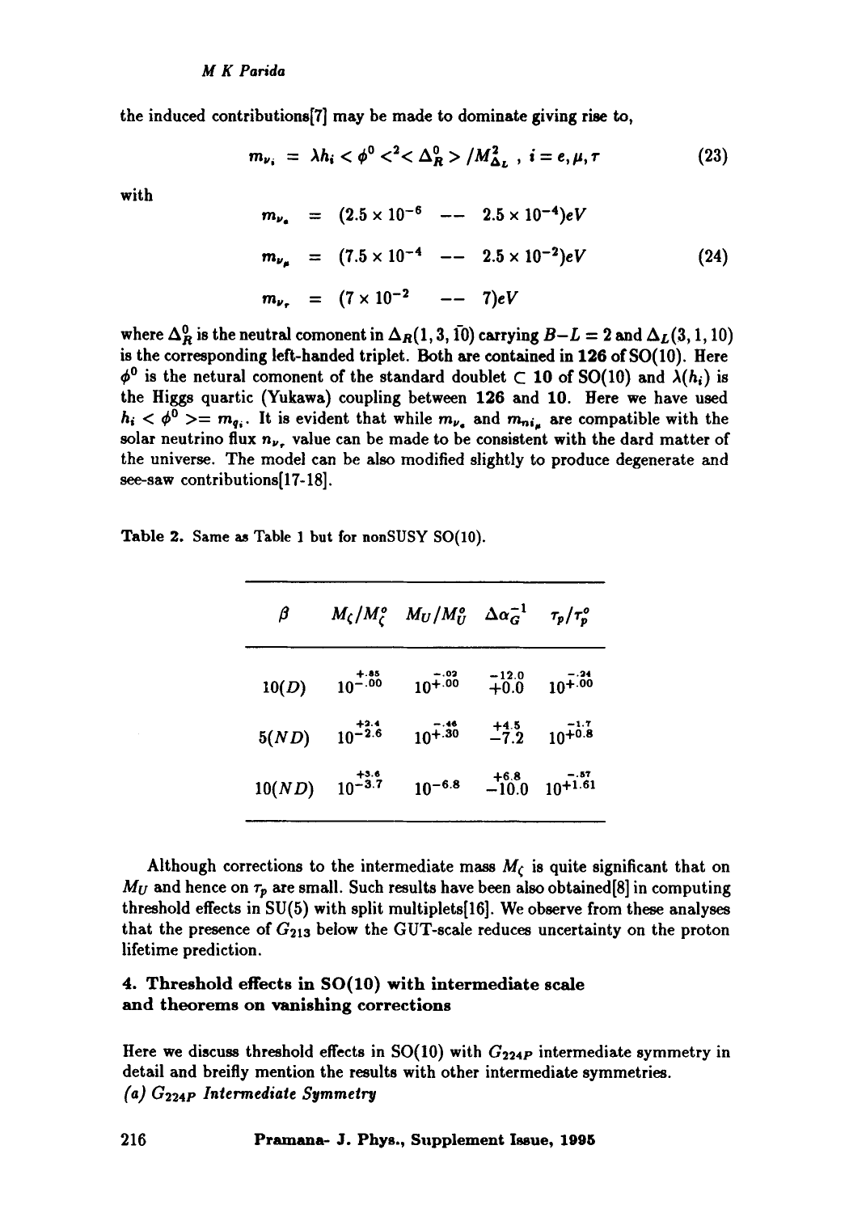the induced contributions[7] may be made to dominate giving rise to,

$$m_{\nu_i} = \lambda h_i < \phi^0 <^2 < \Delta_R^0 > / M_{\Delta_L}^2 \ , \ i = e, \mu, \tau \tag{23}$$

with

$$\begin{aligned} m_{\nu_e} &= (2.5 \times 10^{-6} \quad -- \quad 2.5 \times 10^{-4}) eV \\ m_{\nu_\mu} &= (7.5 \times 10^{-4} \quad -- \quad 2.5 \times 10^{-2}) eV \\ m_{\nu_\tau} &= (7 \times 10^{-2} \quad -- \quad 7) eV \end{aligned} \tag{24}$$

where $\Delta_R^0$ is the neutral comonent in $\Delta_R(1, 3, \bar{10})$ carrying $B-L = 2$ and $\Delta_L(3, 1, 10)$ is the corresponding left-handed triplet. Both are contained in **126** of SO(10). Here $\phi^0$ is the netural comonent of the standard doublet $\subset$ **10** of SO(10) and $\lambda(h_i)$ is the Higgs quartic (Yukawa) coupling between **126** and **10**. Here we have used $h_i < \phi^0 >= m_{q_i}$. It is evident that while $m_{\nu_e}$ and $m_{ni_\mu}$ are compatible with the solar neutrino flux $n_{\nu_\tau}$ value can be made to be consistent with the dard matter of the universe. The model can be also modified slightly to produce degenerate and see-saw contributions[17-18].

Table 2. Same as Table 1 but for nonSUSY SO(10).

| $\beta$ | $M_\zeta / M_\zeta^o$ | $M_U / M_U^o$ | $\Delta \alpha_G^{-1}$ | $\tau_p / \tau_p^o$ |
|---|---|---|---|---|
| $10(D)$ | $10^{\substack{+.85 \\ -.00}}$ | $10^{\substack{-.02 \\ +.00}}$ | $\substack{-12.0 \\ +0.0}$ | $10^{\substack{-.24 \\ +.00}}$ |
| $5(ND)$ | $10^{\substack{+2.4 \\ -2.6}}$ | $10^{\substack{-.46 \\ +.30}}$ | $\substack{+4.5 \\ -7.2}$ | $10^{\substack{-1.7 \\ +0.8}}$ |
| $10(ND)$ | $10^{\substack{+3.6 \\ -3.7}}$ | $10^{-6.8}$ | $\substack{+6.8 \\ -10.0}$ | $10^{\substack{-.57 \\ +1.61}}$ |

Although corrections to the intermediate mass $M_\zeta$ is quite significant that on $M_U$ and hence on $\tau_p$ are small. Such results have been also obtained[8] in computing threshold effects in SU(5) with split multiplets[16]. We observe from these analyses that the presence of $G_{213}$ below the GUT-scale reduces uncertainty on the proton lifetime prediction.

## 4. Threshold effects in SO(10) with intermediate scale and theorems on vanishing corrections

Here we discuss threshold effects in SO(10) with $G_{224P}$ intermediate symmetry in detail and breifly mention the results with other intermediate symmetries.

*(a) $G_{224P}$ Intermediate Symmetry*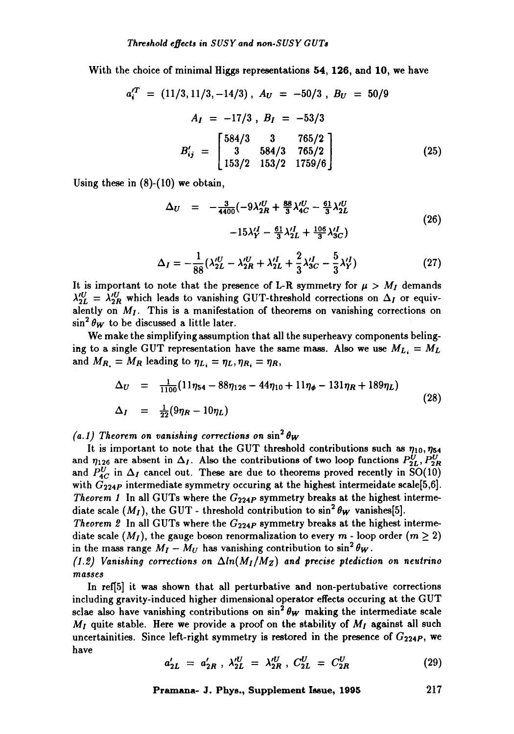With the choice of minimal Higgs representations **54**, **126**, and **10**, we have

$$a_i^{\prime T} = (11/3, 11/3, -14/3)\ ,\ A_U = -50/3\ ,\ B_U = 50/9$$

$$A_I = -17/3\ ,\ B_I = -53/3$$

$$B'_{ij} = \begin{bmatrix} 584/3 & 3 & 765/2 \\ 3 & 584/3 & 765/2 \\ 153/2 & 153/2 & 1759/6 \end{bmatrix} \tag{25}$$

Using these in (8)-(10) we obtain,

$$\begin{aligned} \Delta_U = & -\tfrac{3}{4400}(-9\lambda_{2R}^{\prime U} + \tfrac{88}{3}\lambda_{4C}^{\prime U} - \tfrac{61}{3}\lambda_{2L}^{\prime U} \\ & -15\lambda_Y^{\prime I} - \tfrac{61}{3}\lambda_{2L}^{\prime I} + \tfrac{106}{3}\lambda_{3C}^{\prime I}) \end{aligned} \tag{26}$$

$$\Delta_I = -\frac{1}{88}(\lambda_{2L}^{\prime U} - \lambda_{2R}^{\prime U} + \lambda_{2L}^{\prime I} + \frac{2}{3}\lambda_{3C}^{\prime I} - \frac{5}{3}\lambda_Y^{\prime I}) \tag{27}$$

It is important to note that the presence of L-R symmetry for $\mu > M_I$ demands $\lambda_{2L}^{\prime U} = \lambda_{2R}^{\prime U}$ which leads to vanishing GUT-threshold corrections on $\Delta_I$ or equivalently on $M_I$. This is a manifestation of theorems on vanishing corrections on $\sin^2\theta_W$ to be discussed a little later.

We make the simplifying assumption that all the superheavy components belinging to a single GUT representation have the same mass. Also we use $M_{L_i} = M_L$ and $M_{R_i} = M_R$ leading to $\eta_{L_i} = \eta_L, \eta_{R_i} = \eta_R$,

$$\begin{aligned} \Delta_U &= \tfrac{1}{1100}(11\eta_{54} - 88\eta_{126} - 44\eta_{10} + 11\eta_\phi - 131\eta_R + 189\eta_L) \\ \Delta_I &= \tfrac{1}{22}(9\eta_R - 10\eta_L) \end{aligned} \tag{28}$$

*(a.1) Theorem on vanishing corrections on* $\sin^2\theta_W$

It is important to note that the GUT threshold contributions such as $\eta_{10}, \eta_{54}$ and $\eta_{126}$ are absent in $\Delta_I$. Also the contributions of two loop functions $P_{2L}^U, P_{2R}^U$ and $P_{4C}^U$ in $\Delta_I$ cancel out. These are due to theorems proved recently in SO(10) with $G_{224P}$ intermediate symmetry occuring at the highest intermeidate scale[5,6].

*Theorem 1* In all GUTs where the $G_{224P}$ symmetry breaks at the highest intermediate scale ($M_I$), the GUT - threshold contribution to $\sin^2\theta_W$ vanishes[5].

*Theorem 2* In all GUTs where the $G_{224P}$ symmetry breaks at the highest intermediate scale ($M_I$), the gauge boson renormalization to every $m$ - loop order ($m \geq 2$) in the mass range $M_I - M_U$ has vanishing contribution to $\sin^2\theta_W$.

*(1.2) Vanishing corrections on* $\Delta ln(M_I/M_Z)$ *and precise ptediction on neutrino masses*

In ref[5] it was shown that all perturbative and non-pertubative corrections including gravity-induced higher dimensional operator effects occuring at the GUT sclae also have vanishing contributions on $\sin^2\theta_W$ making the intermediate scale $M_I$ quite stable. Here we provide a proof on the stability of $M_I$ against all such uncertainities. Since left-right symmetry is restored in the presence of $G_{224P}$, we have

$$a'_{2L} = a'_{2R}\ ,\ \lambda_{2L}^{\prime U} = \lambda_{2R}^{\prime U}\ ,\ C_{2L}^U = C_{2R}^U \tag{29}$$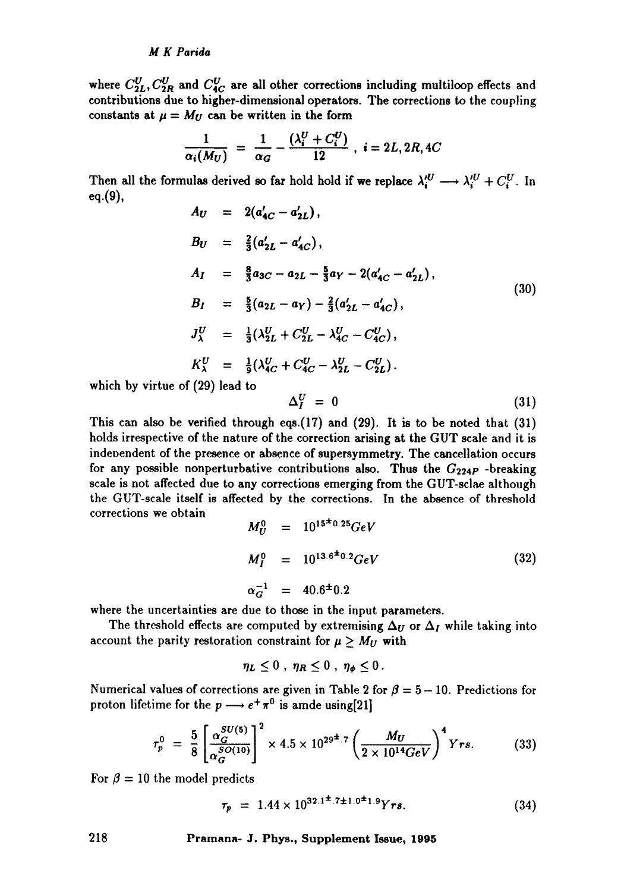where $C_{2L}^U, C_{2R}^U$ and $C_{4C}^U$ are all other corrections including multiloop effects and contributions due to higher-dimensional operators. The corrections to the coupling constants at $\mu = M_U$ can be written in the form

$$\frac{1}{\alpha_i(M_U)} = \frac{1}{\alpha_G} - \frac{(\lambda_i^U + C_i^U)}{12}, \; i = 2L, 2R, 4C$$

Then all the formulas derived so far hold hold if we replace $\lambda_i'^U \longrightarrow \lambda_i'^U + C_i^U$. In eq.(9),

$$\begin{aligned}
A_U &= 2(a'_{4C} - a'_{2L}), \\
B_U &= \tfrac{2}{3}(a'_{2L} - a'_{4C}), \\
A_I &= \tfrac{8}{3}a_{3C} - a_{2L} - \tfrac{5}{3}a_Y - 2(a'_{4C} - a'_{2L}), \\
B_I &= \tfrac{5}{3}(a_{2L} - a_Y) - \tfrac{2}{3}(a'_{2L} - a'_{4C}), \\
J_\lambda^U &= \tfrac{1}{3}(\lambda_{2L}^U + C_{2L}^U - \lambda_{4C}^U - C_{4C}^U), \\
K_\lambda^U &= \tfrac{1}{9}(\lambda_{4C}^U + C_{4C}^U - \lambda_{2L}^U - C_{2L}^U).
\end{aligned} \tag{30}$$

which by virtue of (29) lead to

$$\Delta_I^U = 0 \tag{31}$$

This can also be verified through eqs.(17) and (29). It is to be noted that (31) holds irrespective of the nature of the correction arising at the GUT scale and it is indeoendent of the presence or absence of supersymmetry. The cancellation occurs for any possible nonperturbative contributions also. Thus the $G_{224P}$ -breaking scale is not affected due to any corrections emerging from the GUT-sclae although the GUT-scale itself is affected by the corrections. In the absence of threshold corrections we obtain

$$\begin{aligned}
M_U^0 &= 10^{15 \pm 0.25} GeV \\
M_I^0 &= 10^{13.6 \pm 0.2} GeV \\
\alpha_G^{-1} &= 40.6 \pm 0.2
\end{aligned} \tag{32}$$

where the uncertainties are due to those in the input parameters.

The threshold effects are computed by extremising $\Delta_U$ or $\Delta_I$ while taking into account the parity restoration constraint for $\mu \geq M_U$ with

$$\eta_L \leq 0 \; , \; \eta_R \leq 0 \; , \; \eta_\phi \leq 0 \, .$$

Numerical values of corrections are given in Table 2 for $\beta = 5 - 10$. Predictions for proton lifetime for the $p \longrightarrow e^+ \pi^0$ is amde using[21]

$$\tau_p^0 = \frac{5}{8} \left[ \frac{\alpha_G^{SU(5)}}{\alpha_G^{SO(10)}} \right]^2 \times 4.5 \times 10^{29 \pm .7} \left( \frac{M_U}{2 \times 10^{14} GeV} \right)^4 Yrs. \tag{33}$$

For $\beta = 10$ the model predicts

$$\tau_p = 1.44 \times 10^{32.1 \pm .7 \pm 1.0 \pm 1.9} Yrs. \tag{34}$$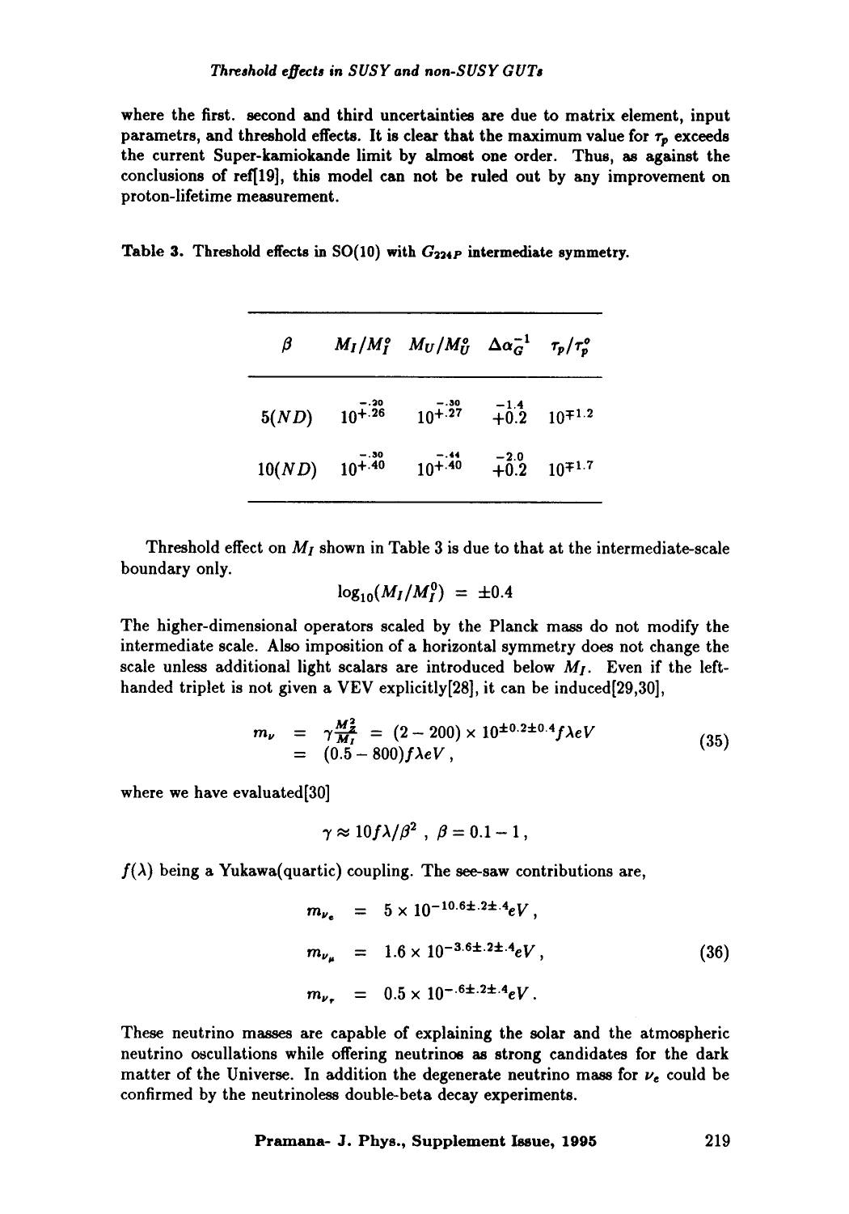where the first. second and third uncertainties are due to matrix element, input parametrs, and threshold effects. It is clear that the maximum value for $\tau_p$ exceeds the current Super-kamiokande limit by almost one order. Thus, as against the conclusions of ref[19], this model can not be ruled out by any improvement on proton-lifetime measurement.

**Table 3.** Threshold effects in SO(10) with $G_{224P}$ intermediate symmetry.

| $\beta$ | $M_I/M_I^o$ | $M_U/M_U^o$ | $\Delta\alpha_G^{-1}$ | $\tau_p/\tau_p^o$ |
|---|---|---|---|---|
| $5(ND)$ | $10^{+.26}_{-.20}$ | $10^{+.27}_{-.30}$ | $^{-1.4}_{+0.2}$ | $10^{\mp 1.2}$ |
| $10(ND)$ | $10^{+.40}_{-.30}$ | $10^{+.40}_{-.44}$ | $^{-2.0}_{+0.2}$ | $10^{\mp 1.7}$ |

Threshold effect on $M_I$ shown in Table 3 is due to that at the intermediate-scale boundary only.

$$\log_{10}(M_I/M_I^0) = \pm 0.4$$

The higher-dimensional operators scaled by the Planck mass do not modify the intermediate scale. Also imposition of a horizontal symmetry does not change the scale unless additional light scalars are introduced below $M_I$. Even if the left-handed triplet is not given a VEV explicitly[28], it can be induced[29,30],

$$\begin{aligned} m_\nu &= \gamma \frac{M_Z^2}{M_I} = (2-200) \times 10^{\pm 0.2 \pm 0.4} f\lambda eV \\ &= (0.5-800) f\lambda eV , \end{aligned} \tag{35}$$

where we have evaluated[30]

$$\gamma \approx 10 f\lambda/\beta^2 \ , \ \beta = 0.1 - 1 \, ,$$

$f(\lambda)$ being a Yukawa(quartic) coupling. The see-saw contributions are,

$$\begin{aligned} m_{\nu_e} &= 5 \times 10^{-10.6 \pm .2 \pm .4} eV , \\ m_{\nu_\mu} &= 1.6 \times 10^{-3.6 \pm .2 \pm .4} eV , \\ m_{\nu_\tau} &= 0.5 \times 10^{-.6 \pm .2 \pm .4} eV . \end{aligned} \tag{36}$$

These neutrino masses are capable of explaining the solar and the atmospheric neutrino oscullations while offering neutrinos as strong candidates for the dark matter of the Universe. In addition the degenerate neutrino mass for $\nu_e$ could be confirmed by the neutrinoless double-beta decay experiments.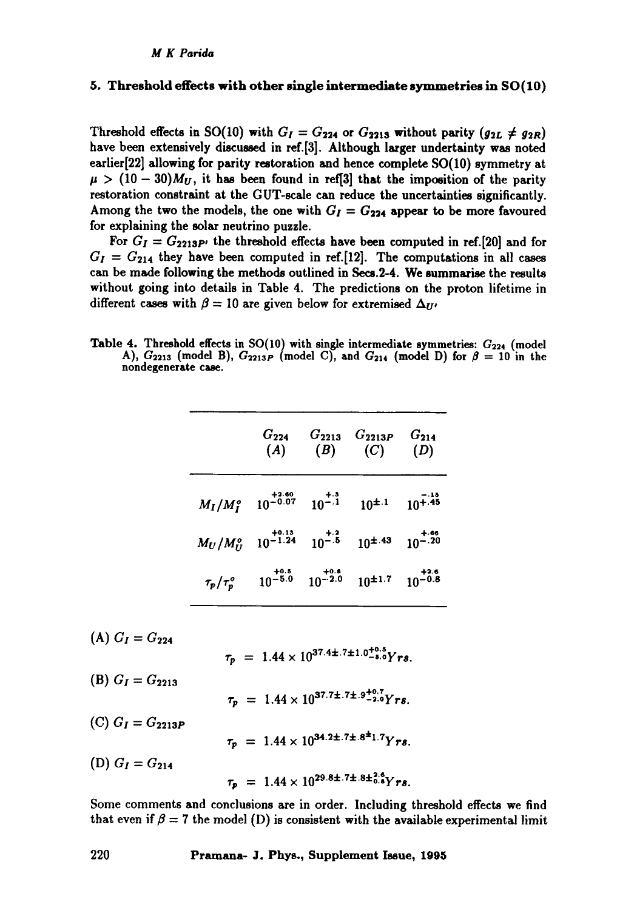## 5. Threshold effects with other single intermediate symmetries in SO(10)

Threshold effects in SO(10) with $G_I = G_{224}$ or $G_{2213}$ without parity ($g_{2L} \neq g_{2R}$) have been extensively discussed in ref.[3]. Although larger undertainty was noted earlier[22] allowing for parity restoration and hence complete SO(10) symmetry at $\mu > (10 - 30)M_U$, it has been found in ref[3] that the imposition of the parity restoration constraint at the GUT-scale can reduce the uncertainties significantly. Among the two the models, the one with $G_I = G_{224}$ appear to be more favoured for explaining the solar neutrino puzzle.

For $G_I = G_{2213P'}$ the threshold effects have been computed in ref.[20] and for $G_I = G_{214}$ they have been computed in ref.[12]. The computations in all cases can be made following the methods outlined in Secs.2-4. We summarise the results without going into details in Table 4. The predictions on the proton lifetime in different cases with $\beta = 10$ are given below for extremised $\Delta_{U'}$

Table 4. Threshold effects in SO(10) with single intermediate symmetries: $G_{224}$ (model A), $G_{2213}$ (model B), $G_{2213P}$ (model C), and $G_{214}$ (model D) for $\beta = 10$ in the nondegenerate case.

| | $G_{224}$ (A) | $G_{2213}$ (B) | $G_{2213P}$ (C) | $G_{214}$ (D) |
|---|---|---|---|---|
| $M_I/M_I^o$ | $10^{+2.60}_{-0.07}$ | $10^{+.3}_{-.1}$ | $10^{\pm .1}$ | $10^{-.15}_{+.45}$ |
| $M_U/M_U^o$ | $10^{+0.13}_{-1.24}$ | $10^{+.2}_{-.5}$ | $10^{\pm .43}$ | $10^{+.66}_{-.20}$ |
| $\tau_p/\tau_p^o$ | $10^{+0.5}_{-5.0}$ | $10^{+0.6}_{-2.0}$ | $10^{\pm 1.7}$ | $10^{+2.6}_{-0.8}$ |

(A) $G_I = G_{224}$

$$\tau_p = 1.44 \times 10^{37.4 \pm .7 \pm 1.0^{+0.5}_{-5.0}} Yrs.$$

(B) $G_I = G_{2213}$

$$\tau_p = 1.44 \times 10^{37.7 \pm .7 \pm .9^{+0.7}_{-2.0}} Yrs.$$

(C) $G_I = G_{2213P}$

$$\tau_p = 1.44 \times 10^{34.2 \pm .7 \pm .8 \pm 1.7} Yrs.$$

(D) $G_I = G_{214}$

$$\tau_p = 1.44 \times 10^{29.8 \pm .7 \pm .8 \pm^{2.6}_{0.8}} Yrs.$$

Some comments and conclusions are in order. Including threshold effects we find that even if $\beta = 7$ the model (D) is consistent with the available experimental limit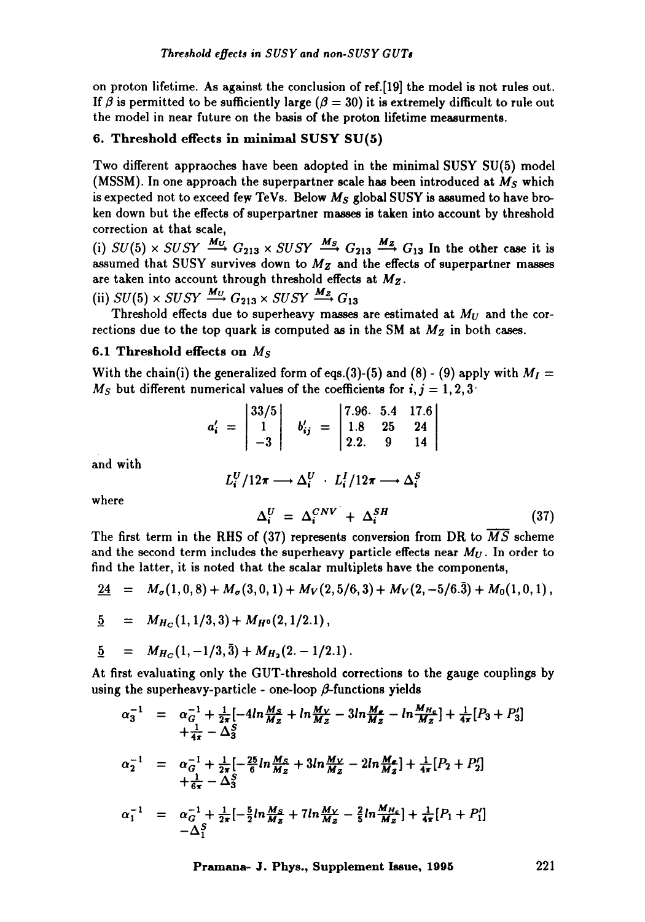on proton lifetime. As against the conclusion of ref.[19] the model is not rules out. If $\beta$ is permitted to be sufficiently large ($\beta = 30$) it is extremely difficult to rule out the model in near future on the basis of the proton lifetime measurments.

## 6. Threshold effects in minimal SUSY SU(5)

Two different appraoches have been adopted in the minimal SUSY SU(5) model (MSSM). In one approach the superpartner scale has been introduced at $M_S$ which is expected not to exceed few TeVs. Below $M_S$ global SUSY is assumed to have broken down but the effects of superpartner masses is taken into account by threshold correction at that scale,

(i) $SU(5) \times SUSY \xrightarrow{M_U} G_{213} \times SUSY \xrightarrow{M_S} G_{213} \xrightarrow{M_Z} G_{13}$ In the other case it is assumed that SUSY survives down to $M_Z$ and the effects of superpartner masses are taken into account through threshold effects at $M_Z$.

(ii) $SU(5) \times SUSY \xrightarrow{M_U} G_{213} \times SUSY \xrightarrow{M_Z} G_{13}$

Threshold effects due to superheavy masses are estimated at $M_U$ and the corrections due to the top quark is computed as in the SM at $M_Z$ in both cases.

### 6.1 Threshold effects on $M_S$

With the chain(i) the generalized form of eqs.(3)-(5) and (8) - (9) apply with $M_I = M_S$ but different numerical values of the coefficients for $i, j = 1, 2, 3$

$$a'_i = \begin{vmatrix} 33/5 \\ 1 \\ -3 \end{vmatrix} \quad b'_{ij} = \begin{vmatrix} 7.96. & 5.4 & 17.6 \\ 1.8 & 25 & 24 \\ 2.2. & 9 & 14 \end{vmatrix}$$

and with

$$L_i^U/12\pi \longrightarrow \Delta_i^U \quad \cdot \quad L_i^I/12\pi \longrightarrow \Delta_i^S$$

where

$$\Delta_i^U = \Delta_i^{CNV} + \Delta_i^{SH} \tag{37}$$

The first term in the RHS of (37) represents conversion from DR to $\overline{MS}$ scheme and the second term includes the superheavy particle effects near $M_U$. In order to find the latter, it is noted that the scalar multiplets have the components,

$$\underline{24} = M_\sigma(1,0,8) + M_\sigma(3,0,1) + M_V(2,5/6,3) + M_V(2,-5/6.\bar{3}) + M_0(1,0,1),$$

$$\underline{5} = M_{H_C}(1,1/3,3) + M_{H^0}(2,1/2.1),$$

$$\underline{5} = M_{H_C}(1,-1/3,\bar{3}) + M_{H_2}(2.-1/2.1).$$

At first evaluating only the GUT-threshold corrections to the gauge couplings by using the superheavy-particle - one-loop $\beta$-functions yields

$$\begin{aligned}
\alpha_3^{-1} &= \alpha_G^{-1} + \tfrac{1}{2\pi}[-4 ln\tfrac{M_S}{M_Z} + ln\tfrac{M_V}{M_Z} - 3 ln\tfrac{M_\sigma}{M_Z} - ln\tfrac{M_{H_C}}{M_Z}] + \tfrac{1}{4\pi}[P_3 + P_3'] \\
&\quad + \tfrac{1}{4\pi} - \Delta_3^S \\
\alpha_2^{-1} &= \alpha_G^{-1} + \tfrac{1}{2\pi}[-\tfrac{25}{6} ln\tfrac{M_S}{M_Z} + 3 ln\tfrac{M_V}{M_Z} - 2 ln\tfrac{M_\sigma}{M_Z}] + \tfrac{1}{4\pi}[P_2 + P_2'] \\
&\quad + \tfrac{1}{6\pi} - \Delta_3^S \\
\alpha_1^{-1} &= \alpha_G^{-1} + \tfrac{1}{2\pi}[-\tfrac{5}{2} ln\tfrac{M_S}{M_Z} + 7 ln\tfrac{M_V}{M_Z} - \tfrac{2}{5} ln\tfrac{M_{H_C}}{M_Z}] + \tfrac{1}{4\pi}[P_1 + P_1'] \\
&\quad - \Delta_1^S
\end{aligned}$$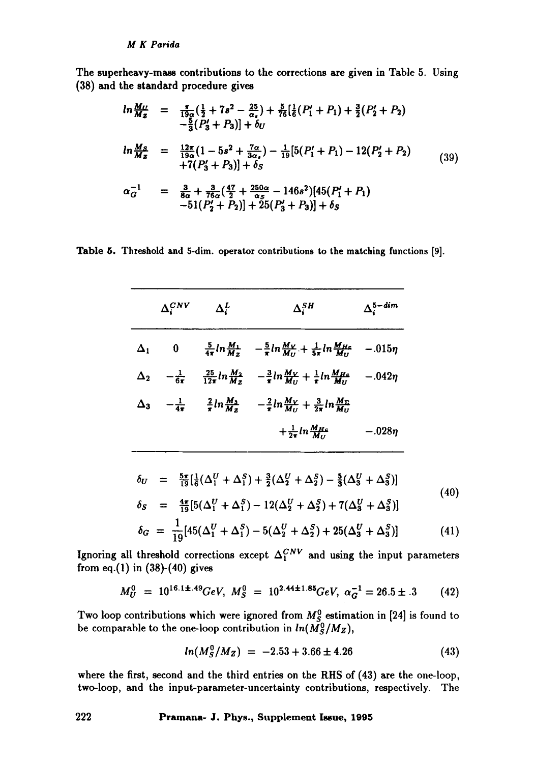The superheavy-mass contributions to the corrections are given in Table 5. Using (38) and the standard procedure gives

$$
\begin{aligned}
ln\frac{M_U}{M_Z} &= \frac{\pi}{19\alpha}(\frac{1}{2}+7s^2-\frac{25}{\alpha_s})+\frac{5}{76}[\frac{1}{6}(P_1'+P_1)+\frac{3}{2}(P_2'+P_2) \\
&\quad -\frac{5}{3}(P_3'+P_3)]+\delta_U \\
ln\frac{M_S}{M_Z} &= \frac{12\pi}{19\alpha}(1-5s^2+\frac{7\alpha}{3\alpha_s})-\frac{1}{19}[5(P_1'+P_1)-12(P_2'+P_2) \\
&\quad +7(P_3'+P_3)]+\delta_S \\
\alpha_G^{-1} &= \frac{3}{8\alpha}+\frac{3}{76\alpha}(\frac{47}{2}+\frac{250\alpha}{\alpha_S}-146s^2)[45(P_1'+P_1) \\
&\quad -51(P_2'+P_2)]+25(P_3'+P_3)]+\delta_S
\end{aligned}
\tag{39}
$$

Table 5. Threshold and 5-dim. operator contributions to the matching functions [9].

| | $\Delta_i^{CNV}$ | $\Delta_i^L$ | $\Delta_i^{SH}$ | $\Delta_i^{5-dim}$ |
|---|---|---|---|---|
| $\Delta_1$ | 0 | $\frac{5}{4\pi}ln\frac{M_1}{M_Z}$ | $-\frac{5}{\pi}ln\frac{M_V}{M_U}+\frac{1}{5\pi}ln\frac{M_{Hc}}{M_U}$ | $-.015\eta$ |
| $\Delta_2$ | $-\frac{1}{6\pi}$ | $\frac{25}{12\pi}ln\frac{M_2}{M_Z}$ | $-\frac{3}{\pi}ln\frac{M_V}{M_U}+\frac{1}{\pi}ln\frac{M_{Hc}}{M_U}$ | $-.042\eta$ |
| $\Delta_3$ | $-\frac{1}{4\pi}$ | $\frac{2}{\pi}ln\frac{M_3}{M_Z}$ | $-\frac{2}{\pi}ln\frac{M_V}{M_U}+\frac{3}{2\pi}ln\frac{M_\Sigma}{M_U}+\frac{1}{2\pi}ln\frac{M_{Hc}}{M_U}$ | $-.028\eta$ |

$$
\begin{aligned}
\delta_U &= \frac{5\pi}{19}[\frac{1}{6}(\Delta_1^U+\Delta_1^S)+\frac{3}{2}(\Delta_2^U+\Delta_2^S)-\frac{5}{3}(\Delta_3^U+\Delta_3^S)] \\
\delta_S &= \frac{4\pi}{19}[5(\Delta_1^U+\Delta_1^S)-12(\Delta_2^U+\Delta_2^S)+7(\Delta_3^U+\Delta_3^S)]
\end{aligned}
\tag{40}
$$

$$
\delta_G = \frac{1}{19}[45(\Delta_1^U+\Delta_1^S)-5(\Delta_2^U+\Delta_2^S)+25(\Delta_3^U+\Delta_3^S)] \tag{41}
$$

Ignoring all threshold corrections except $\Delta_i^{CNV}$ and using the input parameters from eq.(1) in (38)-(40) gives

$$
M_U^0 = 10^{16.1\pm.49}GeV,\ M_S^0 = 10^{2.44\pm1.85}GeV,\ \alpha_G^{-1} = 26.5\pm.3 \tag{42}
$$

Two loop contributions which were ignored from $M_S^0$ estimation in [24] is found to be comparable to the one-loop contribution in $ln(M_S^0/M_Z)$,

$$
ln(M_S^0/M_Z) = -2.53+3.66\pm4.26 \tag{43}
$$

where the first, second and the third entries on the RHS of (43) are the one-loop, two-loop, and the input-parameter-uncertainty contributions, respectively. The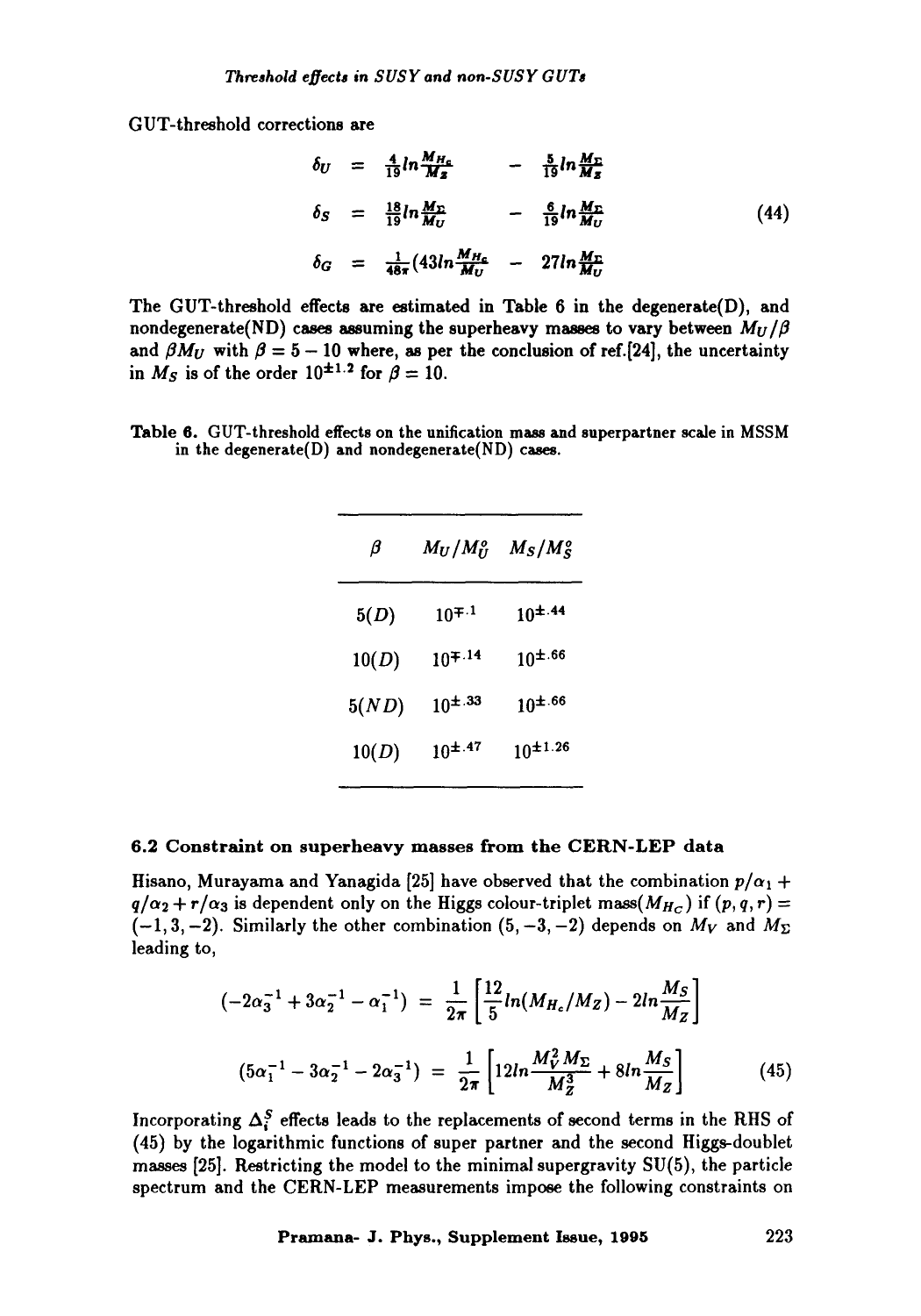GUT-threshold corrections are

$$
\begin{aligned}
\delta_U &= \tfrac{4}{19} ln \tfrac{M_{H_c}}{M_z} &&- \tfrac{5}{19} ln \tfrac{M_\Sigma}{M_z} \\
\delta_S &= \tfrac{18}{19} ln \tfrac{M_\Sigma}{M_U} &&- \tfrac{6}{19} ln \tfrac{M_\Sigma}{M_U} \\
\delta_G &= \tfrac{1}{48\pi} (43 ln \tfrac{M_{H_c}}{M_U} &&- 27 ln \tfrac{M_\Sigma}{M_U}
\end{aligned}
\tag{44}
$$

The GUT-threshold effects are estimated in Table 6 in the degenerate(D), and nondegenerate(ND) cases assuming the superheavy masses to vary between $M_U/\beta$ and $\beta M_U$ with $\beta = 5 - 10$ where, as per the conclusion of ref.[24], the uncertainty in $M_S$ is of the order $10^{\pm 1.2}$ for $\beta = 10$.

**Table 6.** GUT-threshold effects on the unification mass and superpartner scale in MSSM in the degenerate(D) and nondegenerate(ND) cases.

| $\beta$ | $M_U/M_U^o$ | $M_S/M_S^o$ |
|---|---|---|
| 5(D) | $10^{\mp .1}$ | $10^{\pm .44}$ |
| 10(D) | $10^{\mp .14}$ | $10^{\pm .66}$ |
| 5(ND) | $10^{\pm .33}$ | $10^{\pm .66}$ |
| 10(D) | $10^{\pm .47}$ | $10^{\pm 1.26}$ |

### 6.2 Constraint on superheavy masses from the CERN-LEP data

Hisano, Murayama and Yanagida [25] have observed that the combination $p/\alpha_1 + q/\alpha_2 + r/\alpha_3$ is dependent only on the Higgs colour-triplet mass($M_{H_C}$) if $(p, q, r) = (-1, 3, -2)$. Similarly the other combination $(5, -3, -2)$ depends on $M_V$ and $M_\Sigma$ leading to,

$$
\begin{aligned}
(-2\alpha_3^{-1} + 3\alpha_2^{-1} - \alpha_1^{-1}) &= \frac{1}{2\pi}\left[\frac{12}{5} ln(M_{H_c}/M_Z) - 2 ln \frac{M_S}{M_Z}\right] \\
(5\alpha_1^{-1} - 3\alpha_2^{-1} - 2\alpha_3^{-1}) &= \frac{1}{2\pi}\left[12 ln \frac{M_V^2 M_\Sigma}{M_Z^3} + 8 ln \frac{M_S}{M_Z}\right]
\end{aligned}
\tag{45}
$$

Incorporating $\Delta_i^S$ effects leads to the replacements of second terms in the RHS of (45) by the logarithmic functions of super partner and the second Higgs-doublet masses [25]. Restricting the model to the minimal supergravity SU(5), the particle spectrum and the CERN-LEP measurements impose the following constraints on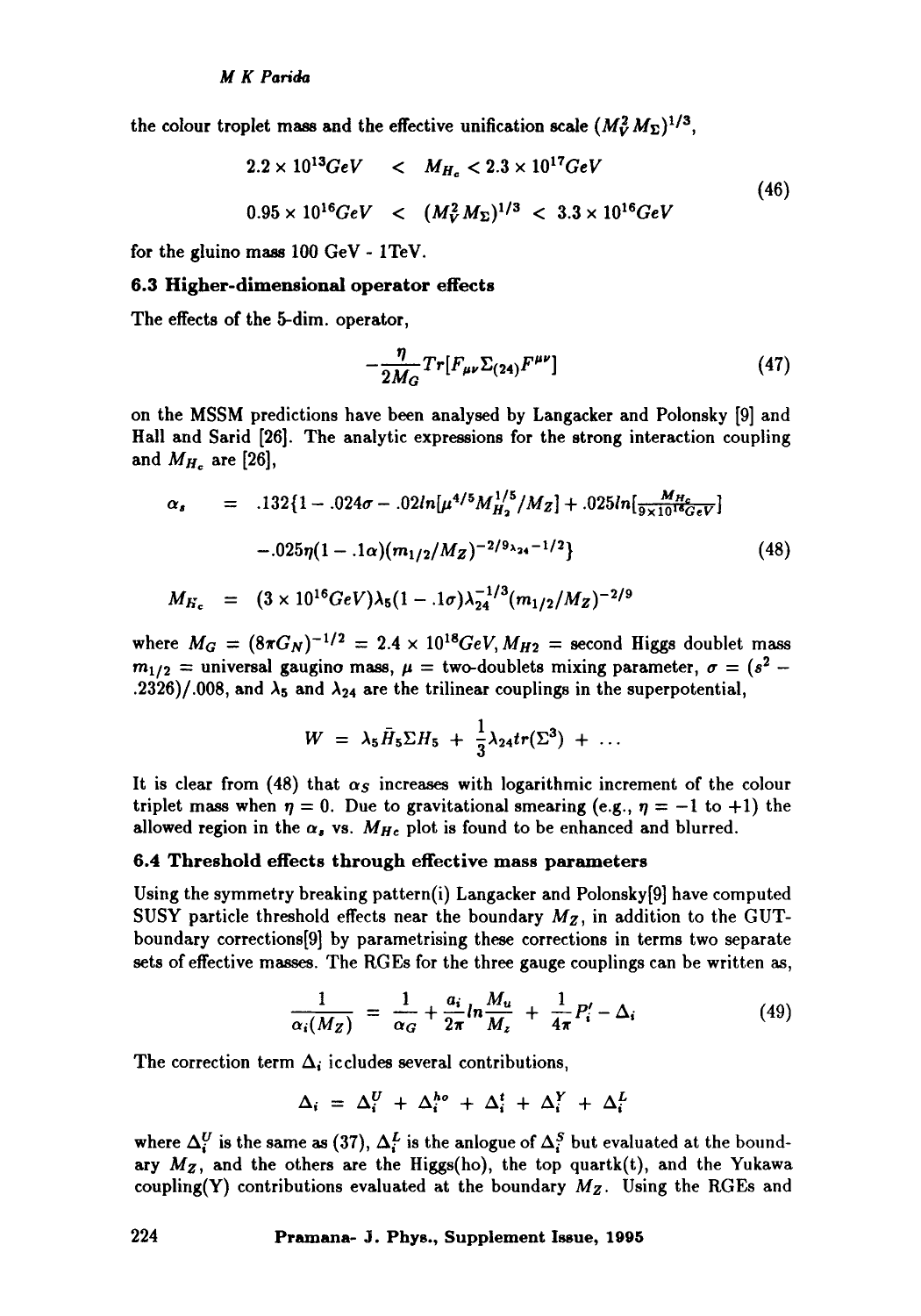the colour troplet mass and the effective unification scale $(M_V^2 M_\Sigma)^{1/3}$,

$$
\begin{aligned}
2.2\times 10^{13} GeV &< M_{H_c} < 2.3\times 10^{17} GeV \\
0.95\times 10^{16} GeV &< (M_V^2 M_\Sigma)^{1/3} < 3.3\times 10^{16} GeV
\end{aligned}
\tag{46}
$$

for the gluino mass 100 GeV - 1TeV.

### 6.3 Higher-dimensional operator effects

The effects of the 5-dim. operator,

$$
-\frac{\eta}{2M_G} Tr[F_{\mu\nu}\Sigma_{(24)}F^{\mu\nu}] \tag{47}
$$

on the MSSM predictions have been analysed by Langacker and Polonsky [9] and Hall and Sarid [26]. The analytic expressions for the strong interaction coupling and $M_{H_c}$ are [26],

$$
\begin{aligned}
\alpha_s &= .132\{1 - .024\sigma - .02 ln[\mu^{4/5} M_{H_2}^{1/5}/M_Z] + .025 ln[\tfrac{M_{H_c}}{9\times 10^{16} GeV}] \\
&\quad - .025\eta(1 - .1\alpha)(m_{1/2}/M_Z)^{-2/9\lambda_{24} - 1/2}\} \\
M_{H_c} &= (3\times 10^{16} GeV)\lambda_5(1 - .1\sigma)\lambda_{24}^{-1/3}(m_{1/2}/M_Z)^{-2/9}
\end{aligned}
\tag{48}
$$

where $M_G = (8\pi G_N)^{-1/2} = 2.4\times 10^{18} GeV, M_{H2}$ = second Higgs doublet mass $m_{1/2}$ = universal gaugino mass, $\mu$ = two-doublets mixing parameter, $\sigma = (s^2 - .2326)/.008$, and $\lambda_5$ and $\lambda_{24}$ are the trilinear couplings in the superpotential,

$$
W = \lambda_5 \bar{H}_5 \Sigma H_5 + \frac{1}{3}\lambda_{24} tr(\Sigma^3) + \ldots
$$

It is clear from (48) that $\alpha_S$ increases with logarithmic increment of the colour triplet mass when $\eta = 0$. Due to gravitational smearing (e.g., $\eta = -1$ to $+1$) the allowed region in the $\alpha_s$ vs. $M_{Hc}$ plot is found to be enhanced and blurred.

### 6.4 Threshold effects through effective mass parameters

Using the symmetry breaking pattern(i) Langacker and Polonsky[9] have computed SUSY particle threshold effects near the boundary $M_Z$, in addition to the GUT-boundary corrections[9] by parametrising these corrections in terms two separate sets of effective masses. The RGEs for the three gauge couplings can be written as,

$$
\frac{1}{\alpha_i(M_Z)} = \frac{1}{\alpha_G} + \frac{a_i}{2\pi} ln\frac{M_u}{M_z} + \frac{1}{4\pi}P_i' - \Delta_i \tag{49}
$$

The correction term $\Delta_i$ iccludes several contributions,

$$
\Delta_i = \Delta_i^U + \Delta_i^{ho} + \Delta_i^t + \Delta_i^Y + \Delta_i^L
$$

where $\Delta_i^U$ is the same as (37), $\Delta_i^L$ is the anlogue of $\Delta_i^S$ but evaluated at the boundary $M_Z$, and the others are the Higgs(ho), the top quartk(t), and the Yukawa coupling(Y) contributions evaluated at the boundary $M_Z$. Using the RGEs and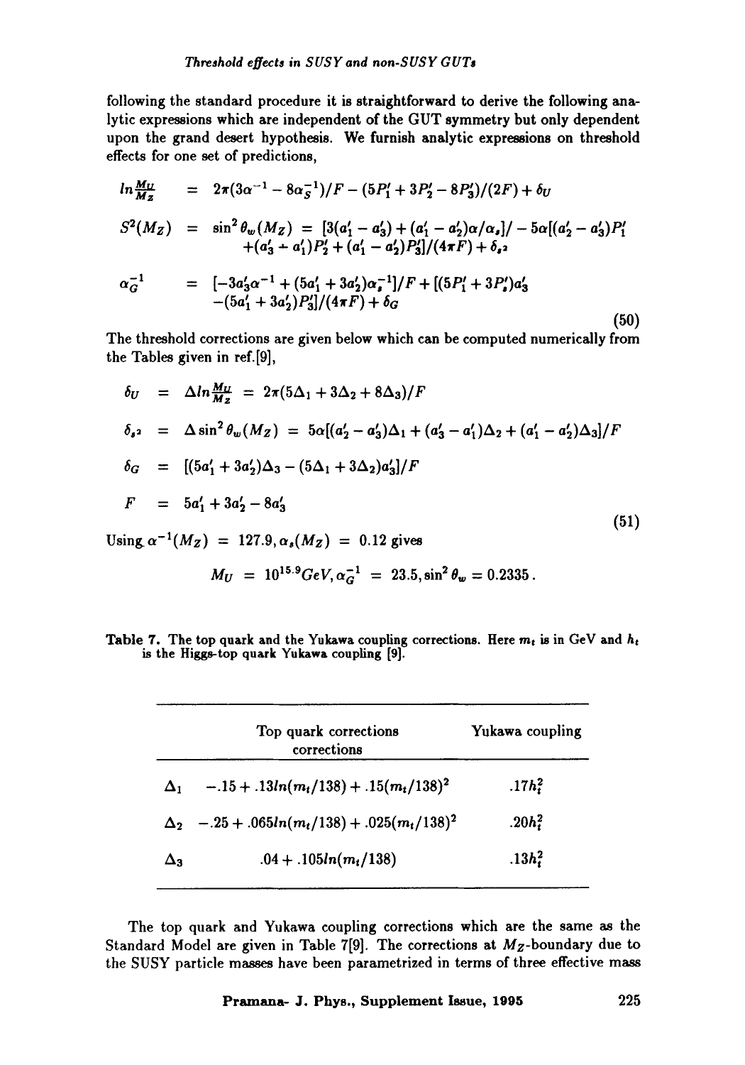following the standard procedure it is straightforward to derive the following analytic expressions which are independent of the GUT symmetry but only dependent upon the grand desert hypothesis. We furnish analytic expressions on threshold effects for one set of predictions,

$$
\begin{aligned}
ln\frac{M_U}{M_Z} &= 2\pi(3\alpha^{-1} - 8\alpha_S^{-1})/F - (5P_1' + 3P_2' - 8P_3')/(2F) + \delta_U \\
S^2(M_Z) &= \sin^2\theta_w(M_Z) = [3(a_1' - a_3') + (a_1' - a_2')\alpha/\alpha_s]/ - 5\alpha[(a_2' - a_3')P_1' \\
&\quad + (a_3' - a_1')P_2' + (a_1' - a_2')P_3']/(4\pi F) + \delta_{s^2} \\
\alpha_G^{-1} &= [-3a_3'\alpha^{-1} + (5a_1' + 3a_2')\alpha_s^{-1}]/F + [(5P_1' + 3P_s')a_3' \\
&\quad - (5a_1' + 3a_2')P_3']/(4\pi F) + \delta_G
\end{aligned}
\tag{50}
$$

The threshold corrections are given below which can be computed numerically from the Tables given in ref.[9],

$$
\begin{aligned}
\delta_U &= \Delta ln\frac{M_U}{M_Z} = 2\pi(5\Delta_1 + 3\Delta_2 + 8\Delta_3)/F \\
\delta_{s^2} &= \Delta\sin^2\theta_w(M_Z) = 5\alpha[(a_2' - a_3')\Delta_1 + (a_3' - a_1')\Delta_2 + (a_1' - a_2')\Delta_3]/F \\
\delta_G &= [(5a_1' + 3a_2')\Delta_3 - (5\Delta_1 + 3\Delta_2)a_3']/F \\
F &= 5a_1' + 3a_2' - 8a_3'
\end{aligned}
\tag{51}
$$

Using $\alpha^{-1}(M_Z) = 127.9, \alpha_s(M_Z) = 0.12$ gives

$$M_U = 10^{15.9} GeV, \alpha_G^{-1} = 23.5, \sin^2\theta_w = 0.2335 .$$

**Table 7.** The top quark and the Yukawa coupling corrections. Here $m_t$ is in GeV and $h_t$ is the Higgs-top quark Yukawa coupling [9].

| | Top quark corrections corrections | Yukawa coupling |
|---|---|---|
| $\Delta_1$ | $-.15 + .13ln(m_t/138) + .15(m_t/138)^2$ | $.17h_t^2$ |
| $\Delta_2$ | $-.25 + .065ln(m_t/138) + .025(m_t/138)^2$ | $.20h_t^2$ |
| $\Delta_3$ | $.04 + .105ln(m_t/138)$ | $.13h_t^2$ |

The top quark and Yukawa coupling corrections which are the same as the Standard Model are given in Table 7[9]. The corrections at $M_Z$-boundary due to the SUSY particle masses have been parametrized in terms of three effective mass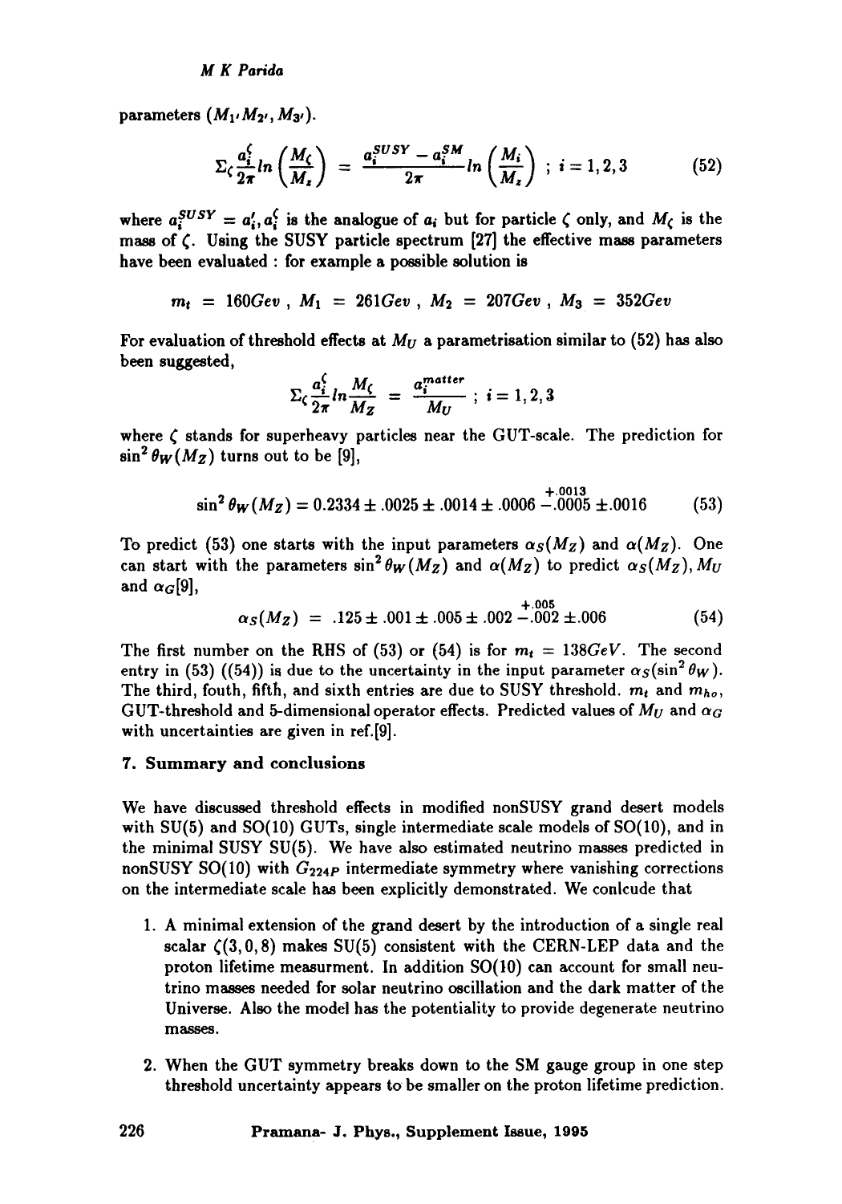parameters $(M_{1'} M_{2'}, M_{3'})$.

$$\Sigma_\zeta \frac{a_i^\zeta}{2\pi} ln\left(\frac{M_\zeta}{M_z}\right) = \frac{a_i^{SUSY} - a_i^{SM}}{2\pi} ln\left(\frac{M_i}{M_z}\right) \; ; \; i = 1,2,3 \tag{52}$$

where $a_i^{SUSY} = a_i', a_i^\zeta$ is the analogue of $a_i$ but for particle $\zeta$ only, and $M_\zeta$ is the mass of $\zeta$. Using the SUSY particle spectrum [27] the effective mass parameters have been evaluated : for example a possible solution is

$$m_t = 160Gev \; , \; M_1 = 261Gev \; , \; M_2 = 207Gev \; , \; M_3 = 352Gev$$

For evaluation of threshold effects at $M_U$ a parametrisation similar to (52) has also been suggested,

$$\Sigma_\zeta \frac{a_i^\zeta}{2\pi} ln \frac{M_\zeta}{M_Z} = \frac{a_i^{matter}}{M_U} \; ; \; i = 1,2,3$$

where $\zeta$ stands for superheavy particles near the GUT-scale. The prediction for $\sin^2\theta_W(M_Z)$ turns out to be [9],

$$\sin^2\theta_W(M_Z) = 0.2334 \pm .0025 \pm .0014 \pm .0006 \begin{array}{c} +.0013 \\ -.0005 \end{array} \pm .0016 \tag{53}$$

To predict (53) one starts with the input parameters $\alpha_S(M_Z)$ and $\alpha(M_Z)$. One can start with the parameters $\sin^2\theta_W(M_Z)$ and $\alpha(M_Z)$ to predict $\alpha_S(M_Z), M_U$ and $\alpha_G$[9],

$$\alpha_S(M_Z) = .125 \pm .001 \pm .005 \pm .002 \begin{array}{c} +.005 \\ -.002 \end{array} \pm .006 \tag{54}$$

The first number on the RHS of (53) or (54) is for $m_t = 138GeV$. The second entry in (53) ((54)) is due to the uncertainty in the input parameter $\alpha_S(\sin^2\theta_W)$. The third, fouth, fifth, and sixth entries are due to SUSY threshold. $m_t$ and $m_{h_o}$, GUT-threshold and 5-dimensional operator effects. Predicted values of $M_U$ and $\alpha_G$ with uncertainties are given in ref.[9].

## 7. Summary and conclusions

We have discussed threshold effects in modified nonSUSY grand desert models with SU(5) and SO(10) GUTs, single intermediate scale models of SO(10), and in the minimal SUSY SU(5). We have also estimated neutrino masses predicted in nonSUSY SO(10) with $G_{224P}$ intermediate symmetry where vanishing corrections on the intermediate scale has been explicitly demonstrated. We conlcude that

1. A minimal extension of the grand desert by the introduction of a single real scalar $\zeta(3,0,8)$ makes SU(5) consistent with the CERN-LEP data and the proton lifetime measurment. In addition SO(10) can account for small neutrino masses needed for solar neutrino oscillation and the dark matter of the Universe. Also the model has the potentiality to provide degenerate neutrino masses.

2. When the GUT symmetry breaks down to the SM gauge group in one step threshold uncertainty appears to be smaller on the proton lifetime prediction.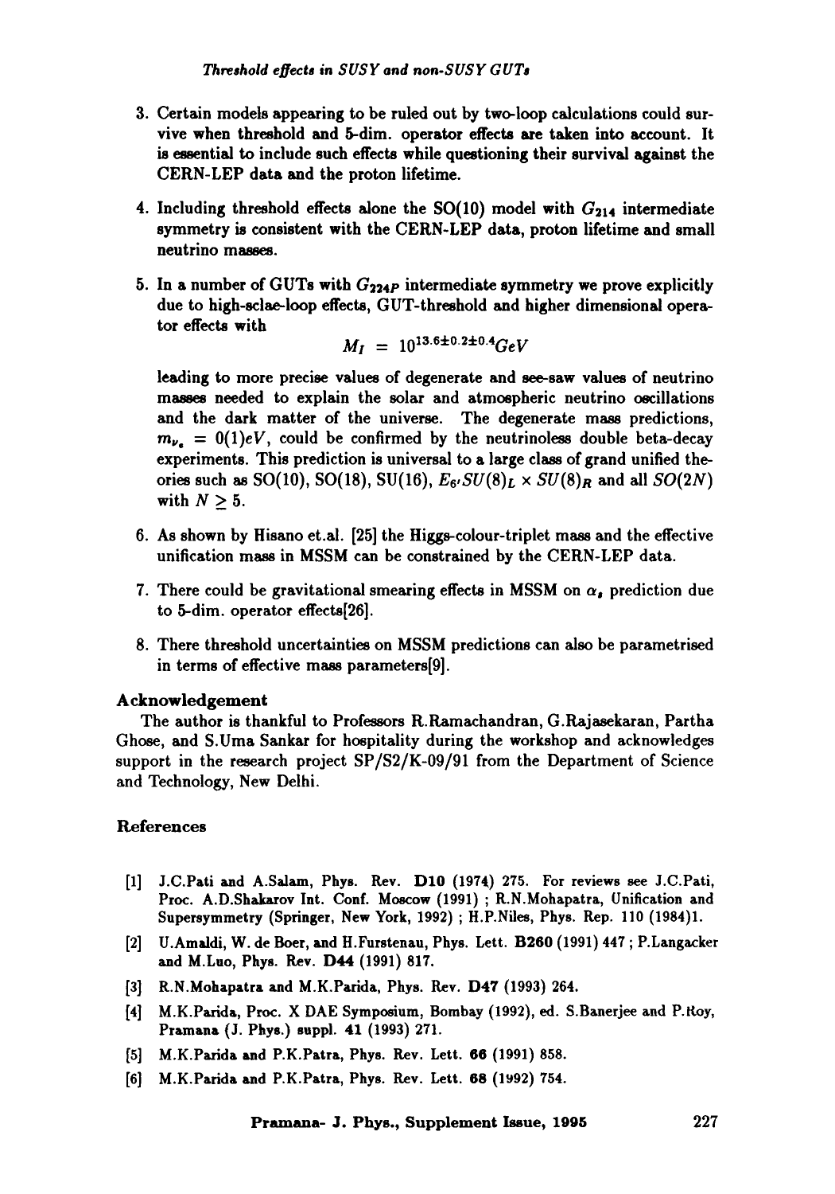3. Certain models appearing to be ruled out by two-loop calculations could survive when threshold and 5-dim. operator effects are taken into account. It is essential to include such effects while questioning their survival against the CERN-LEP data and the proton lifetime.

4. Including threshold effects alone the SO(10) model with $G_{214}$ intermediate symmetry is consistent with the CERN-LEP data, proton lifetime and small neutrino masses.

5. In a number of GUTs with $G_{224P}$ intermediate symmetry we prove explicitly due to high-sclae-loop effects, GUT-threshold and higher dimensional operator effects with

$$M_I = 10^{13.6\pm0.2\pm0.4} GeV$$

leading to more precise values of degenerate and see-saw values of neutrino masses needed to explain the solar and atmospheric neutrino oscillations and the dark matter of the universe. The degenerate mass predictions, $m_{\nu_e} = 0(1)eV$, could be confirmed by the neutrinoless double beta-decay experiments. This prediction is universal to a large class of grand unified theories such as SO(10), SO(18), SU(16), $E_6$, $SU(8)_L \times SU(8)_R$ and all $SO(2N)$ with $N \geq 5$.

6. As shown by Hisano et.al. [25] the Higgs-colour-triplet mass and the effective unification mass in MSSM can be constrained by the CERN-LEP data.

7. There could be gravitational smearing effects in MSSM on $\alpha_s$ prediction due to 5-dim. operator effects[26].

8. There threshold uncertainties on MSSM predictions can also be parametrised in terms of effective mass parameters[9].

## Acknowledgement

The author is thankful to Professors R.Ramachandran, G.Rajasekaran, Partha Ghose, and S.Uma Sankar for hospitality during the workshop and acknowledges support in the research project SP/S2/K-09/91 from the Department of Science and Technology, New Delhi.

## References

[1] J.C.Pati and A.Salam, Phys. Rev. **D10** (1974) 275. For reviews see J.C.Pati, Proc. A.D.Shakarov Int. Conf. Moscow (1991) ; R.N.Mohapatra, Unification and Supersymmetry (Springer, New York, 1992) ; H.P.Niles, Phys. Rep. 110 (1984)1.

[2] U.Amaldi, W. de Boer, and H.Furstenau, Phys. Lett. **B260** (1991) 447 ; P.Langacker and M.Luo, Phys. Rev. **D44** (1991) 817.

[3] R.N.Mohapatra and M.K.Parida, Phys. Rev. **D47** (1993) 264.

[4] M.K.Parida, Proc. X DAE Symposium, Bombay (1992), ed. S.Banerjee and P.Roy, Pramana (J. Phys.) suppl. 41 (1993) 271.

[5] M.K.Parida and P.K.Patra, Phys. Rev. Lett. **66** (1991) 858.

[6] M.K.Parida and P.K.Patra, Phys. Rev. Lett. **68** (1992) 754.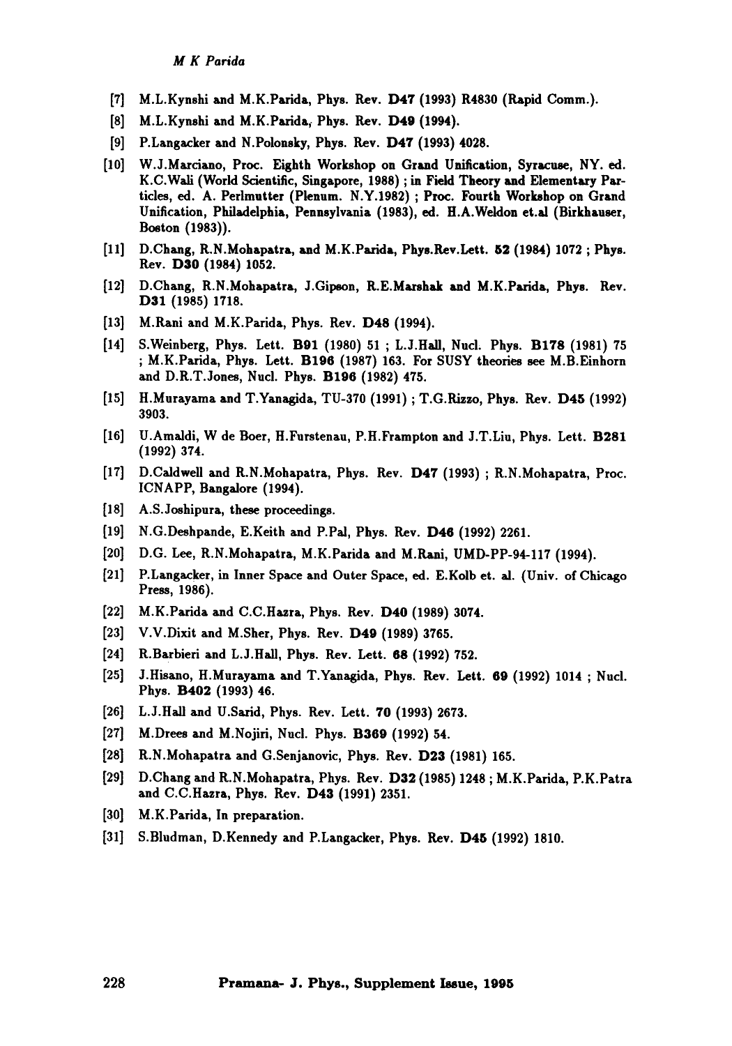[7] M.L.Kynshi and M.K.Parida, Phys. Rev. **D47** (1993) R4830 (Rapid Comm.).

[8] M.L.Kynshi and M.K.Parida, Phys. Rev. **D49** (1994).

[9] P.Langacker and N.Polonsky, Phys. Rev. **D47** (1993) 4028.

[10] W.J.Marciano, Proc. Eighth Workshop on Grand Unification, Syracuse, NY. ed. K.C.Wali (World Scientific, Singapore, 1988) ; in Field Theory and Elementary Particles, ed. A. Perlmutter (Plenum. N.Y.1982) ; Proc. Fourth Workshop on Grand Unification, Philadelphia, Pennsylvania (1983), ed. H.A.Weldon et.al (Birkhauser, Boston (1983)).

[11] D.Chang, R.N.Mohapatra, and M.K.Parida, Phys.Rev.Lett. **52** (1984) 1072 ; Phys. Rev. **D30** (1984) 1052.

[12] D.Chang, R.N.Mohapatra, J.Gipson, R.E.Marshak and M.K.Parida, Phys. Rev. **D31** (1985) 1718.

[13] M.Rani and M.K.Parida, Phys. Rev. **D48** (1994).

[14] S.Weinberg, Phys. Lett. **B91** (1980) 51 ; L.J.Hall, Nucl. Phys. **B178** (1981) 75 ; M.K.Parida, Phys. Lett. **B196** (1987) 163. For SUSY theories see M.B.Einhorn and D.R.T.Jones, Nucl. Phys. **B196** (1982) 475.

[15] H.Murayama and T.Yanagida, TU-370 (1991) ; T.G.Rizzo, Phys. Rev. **D45** (1992) 3903.

[16] U.Amaldi, W de Boer, H.Furstenau, P.H.Frampton and J.T.Liu, Phys. Lett. **B281** (1992) 374.

[17] D.Caldwell and R.N.Mohapatra, Phys. Rev. **D47** (1993) ; R.N.Mohapatra, Proc. ICNAPP, Bangalore (1994).

[18] A.S.Joshipura, these proceedings.

[19] N.G.Deshpande, E.Keith and P.Pal, Phys. Rev. **D46** (1992) 2261.

[20] D.G. Lee, R.N.Mohapatra, M.K.Parida and M.Rani, UMD-PP-94-117 (1994).

[21] P.Langacker, in Inner Space and Outer Space, ed. E.Kolb et. al. (Univ. of Chicago Press, 1986).

[22] M.K.Parida and C.C.Hazra, Phys. Rev. **D40** (1989) 3074.

[23] V.V.Dixit and M.Sher, Phys. Rev. **D49** (1989) 3765.

[24] R.Barbieri and L.J.Hall, Phys. Rev. Lett. **68** (1992) 752.

[25] J.Hisano, H.Murayama and T.Yanagida, Phys. Rev. Lett. **69** (1992) 1014 ; Nucl. Phys. **B402** (1993) 46.

[26] L.J.Hall and U.Sarid, Phys. Rev. Lett. **70** (1993) 2673.

[27] M.Drees and M.Nojiri, Nucl. Phys. **B369** (1992) 54.

[28] R.N.Mohapatra and G.Senjanovic, Phys. Rev. **D23** (1981) 165.

[29] D.Chang and R.N.Mohapatra, Phys. Rev. **D32** (1985) 1248 ; M.K.Parida, P.K.Patra and C.C.Hazra, Phys. Rev. **D43** (1991) 2351.

[30] M.K.Parida, In preparation.

[31] S.Bludman, D.Kennedy and P.Langacker, Phys. Rev. **D45** (1992) 1810.